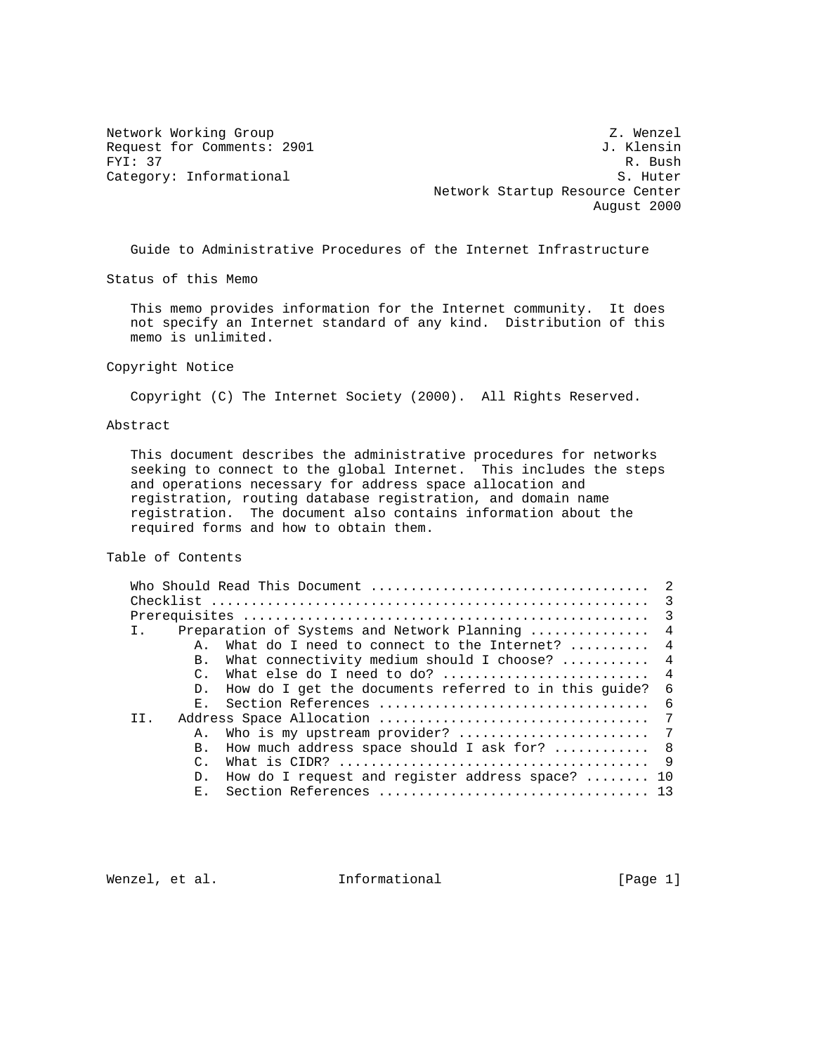Network Working Group Z. Wenzel
Request for Comments: 2901 J. Klensin
FYI: 37 R. Bush
Category: Informational S. Huter

Network Startup Resource Center
August 2000

# Guide to Administrative Procedures of the Internet Infrastructure

## Status of this Memo

This memo provides information for the Internet community. It does not specify an Internet standard of any kind. Distribution of this memo is unlimited.

## Copyright Notice

Copyright (C) The Internet Society (2000). All Rights Reserved.

## Abstract

This document describes the administrative procedures for networks seeking to connect to the global Internet. This includes the steps and operations necessary for address space allocation and registration, routing database registration, and domain name registration. The document also contains information about the required forms and how to obtain them.

## Table of Contents

```
   Who Should Read This Document ..................................  2
   Checklist ......................................................  3
   Prerequisites ..................................................  3
   I.    Preparation of Systems and Network Planning ..............  4
           A.  What do I need to connect to the Internet? ..........  4
           B.  What connectivity medium should I choose? ...........  4
           C.  What else do I need to do? ..........................  4
           D.  How do I get the documents referred to in this guide?  6
           E.  Section References ..................................  6
   II.   Address Space Allocation .................................  7
           A.  Who is my upstream provider? ........................  7
           B.  How much address space should I ask for? ............  8
           C.  What is CIDR? .......................................  9
           D.  How do I request and register address space? ........ 10
           E.  Section References .................................. 13
```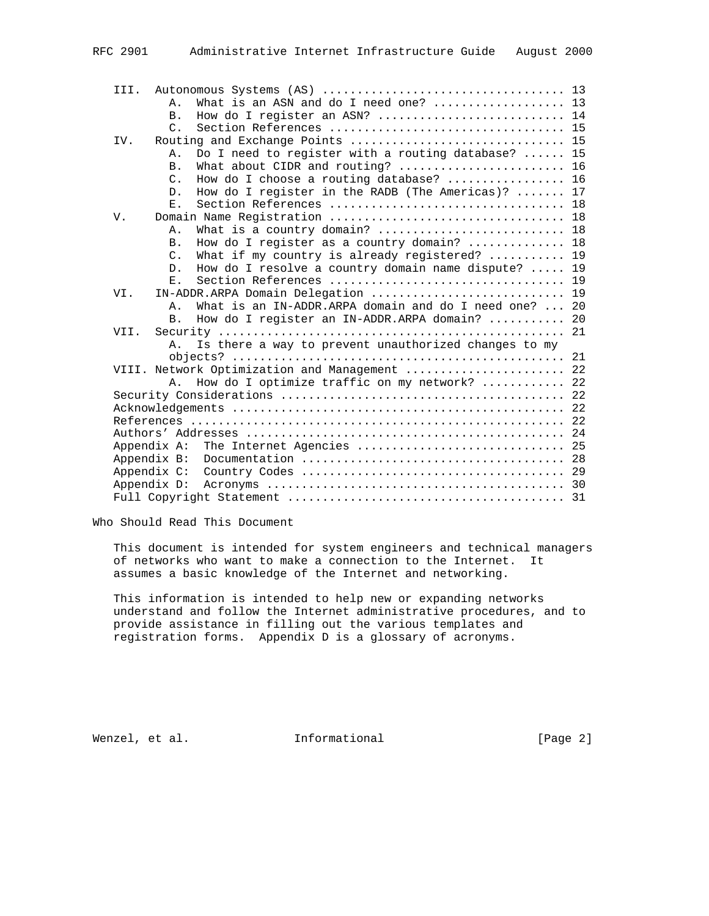```
   III.  Autonomous Systems (AS) .................................. 13
         A.  What is an ASN and do I need one? ................... 13
         B.  How do I register an ASN? ........................... 14
         C.  Section References ................................. 15
   IV.   Routing and Exchange Points .............................. 15
         A.  Do I need to register with a routing database? ...... 15
         B.  What about CIDR and routing? ........................ 16
         C.  How do I choose a routing database? ................. 16
         D.  How do I register in the RADB (The Americas)? ....... 17
         E.  Section References ................................. 18
   V.    Domain Name Registration ................................. 18
         A.  What is a country domain? ........................... 18
         B.  How do I register as a country domain? .............. 18
         C.  What if my country is already registered? ........... 19
         D.  How do I resolve a country domain name dispute? ..... 19
         E.  Section References ................................. 19
   VI.   IN-ADDR.ARPA Domain Delegation ........................... 19
         A.  What is an IN-ADDR.ARPA domain and do I need one? ... 20
         B.  How do I register an IN-ADDR.ARPA domain? ........... 20
   VII.  Security ................................................. 21
         A.  Is there a way to prevent unauthorized changes to my
             objects? ............................................... 21
   VIII. Network Optimization and Management ...................... 22
         A.  How do I optimize traffic on my network? ............ 22
   Security Considerations ........................................ 22
   Acknowledgements ............................................... 22
   References ..................................................... 22
   Authors' Addresses ............................................. 24
   Appendix A:  The Internet Agencies ............................. 25
   Appendix B:  Documentation ..................................... 28
   Appendix C:  Country Codes ..................................... 29
   Appendix D:  Acronyms .......................................... 30
   Full Copyright Statement ....................................... 31
```

## Who Should Read This Document

This document is intended for system engineers and technical managers of networks who want to make a connection to the Internet. It assumes a basic knowledge of the Internet and networking.

This information is intended to help new or expanding networks understand and follow the Internet administrative procedures, and to provide assistance in filling out the various templates and registration forms. Appendix D is a glossary of acronyms.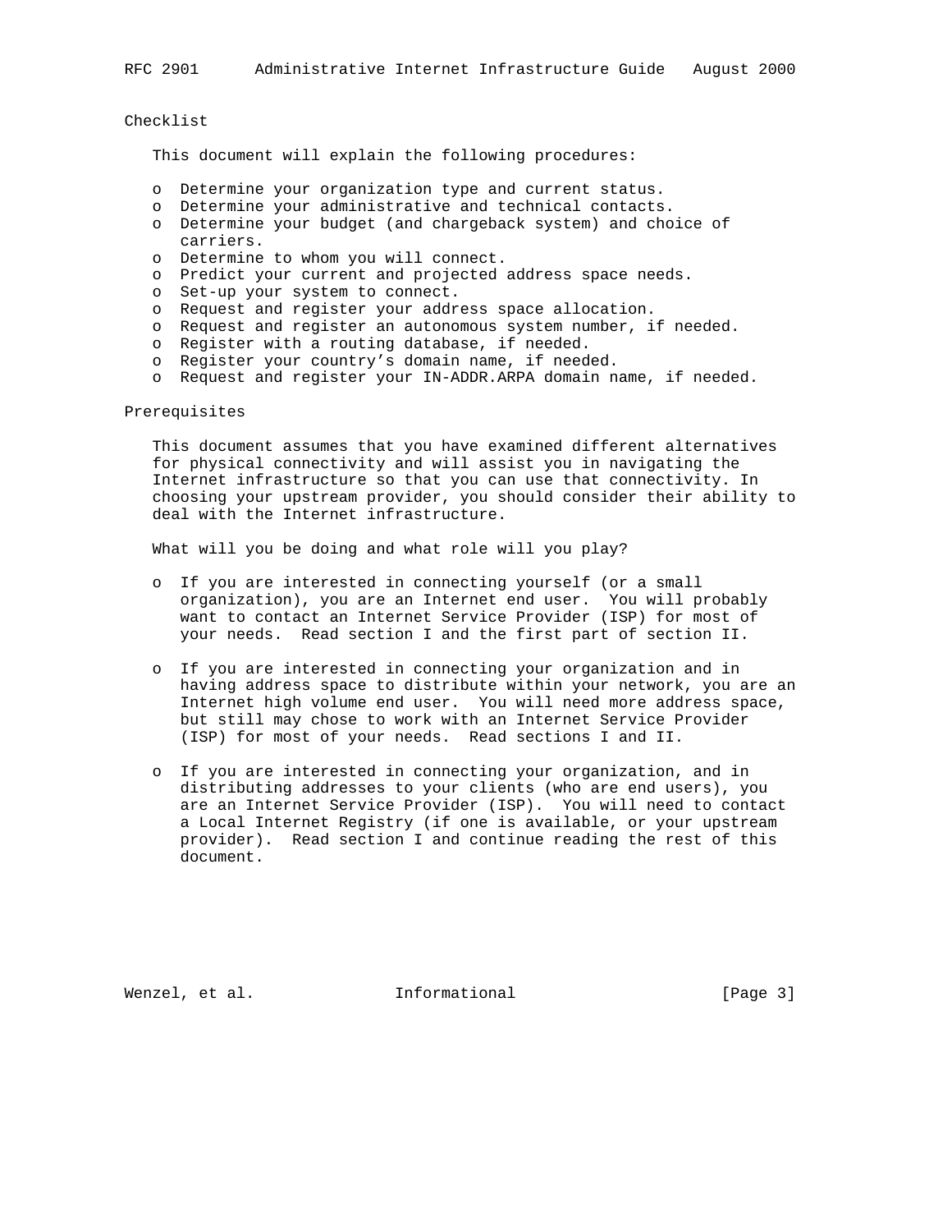## Checklist

This document will explain the following procedures:

- Determine your organization type and current status.
- Determine your administrative and technical contacts.
- Determine your budget (and chargeback system) and choice of carriers.
- Determine to whom you will connect.
- Predict your current and projected address space needs.
- Set-up your system to connect.
- Request and register your address space allocation.
- Request and register an autonomous system number, if needed.
- Register with a routing database, if needed.
- Register your country's domain name, if needed.
- Request and register your IN-ADDR.ARPA domain name, if needed.

## Prerequisites

This document assumes that you have examined different alternatives for physical connectivity and will assist you in navigating the Internet infrastructure so that you can use that connectivity. In choosing your upstream provider, you should consider their ability to deal with the Internet infrastructure.

What will you be doing and what role will you play?

- If you are interested in connecting yourself (or a small organization), you are an Internet end user. You will probably want to contact an Internet Service Provider (ISP) for most of your needs. Read section I and the first part of section II.

- If you are interested in connecting your organization and in having address space to distribute within your network, you are an Internet high volume end user. You will need more address space, but still may chose to work with an Internet Service Provider (ISP) for most of your needs. Read sections I and II.

- If you are interested in connecting your organization, and in distributing addresses to your clients (who are end users), you are an Internet Service Provider (ISP). You will need to contact a Local Internet Registry (if one is available, or your upstream provider). Read section I and continue reading the rest of this document.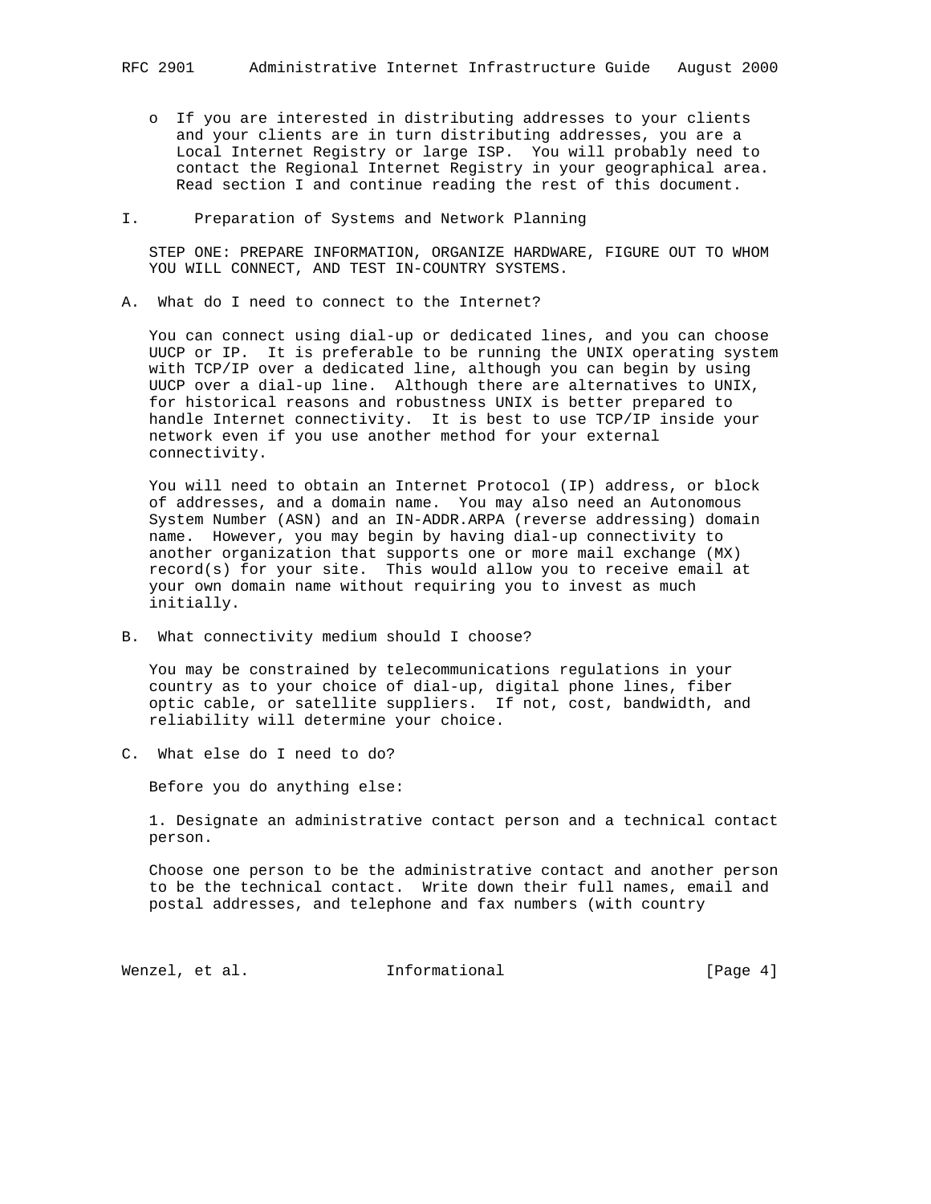- If you are interested in distributing addresses to your clients and your clients are in turn distributing addresses, you are a Local Internet Registry or large ISP. You will probably need to contact the Regional Internet Registry in your geographical area. Read section I and continue reading the rest of this document.

## I. Preparation of Systems and Network Planning

STEP ONE: PREPARE INFORMATION, ORGANIZE HARDWARE, FIGURE OUT TO WHOM YOU WILL CONNECT, AND TEST IN-COUNTRY SYSTEMS.

### A. What do I need to connect to the Internet?

You can connect using dial-up or dedicated lines, and you can choose UUCP or IP. It is preferable to be running the UNIX operating system with TCP/IP over a dedicated line, although you can begin by using UUCP over a dial-up line. Although there are alternatives to UNIX, for historical reasons and robustness UNIX is better prepared to handle Internet connectivity. It is best to use TCP/IP inside your network even if you use another method for your external connectivity.

You will need to obtain an Internet Protocol (IP) address, or block of addresses, and a domain name. You may also need an Autonomous System Number (ASN) and an IN-ADDR.ARPA (reverse addressing) domain name. However, you may begin by having dial-up connectivity to another organization that supports one or more mail exchange (MX) record(s) for your site. This would allow you to receive email at your own domain name without requiring you to invest as much initially.

### B. What connectivity medium should I choose?

You may be constrained by telecommunications regulations in your country as to your choice of dial-up, digital phone lines, fiber optic cable, or satellite suppliers. If not, cost, bandwidth, and reliability will determine your choice.

### C. What else do I need to do?

Before you do anything else:

1. Designate an administrative contact person and a technical contact person.

Choose one person to be the administrative contact and another person to be the technical contact. Write down their full names, email and postal addresses, and telephone and fax numbers (with country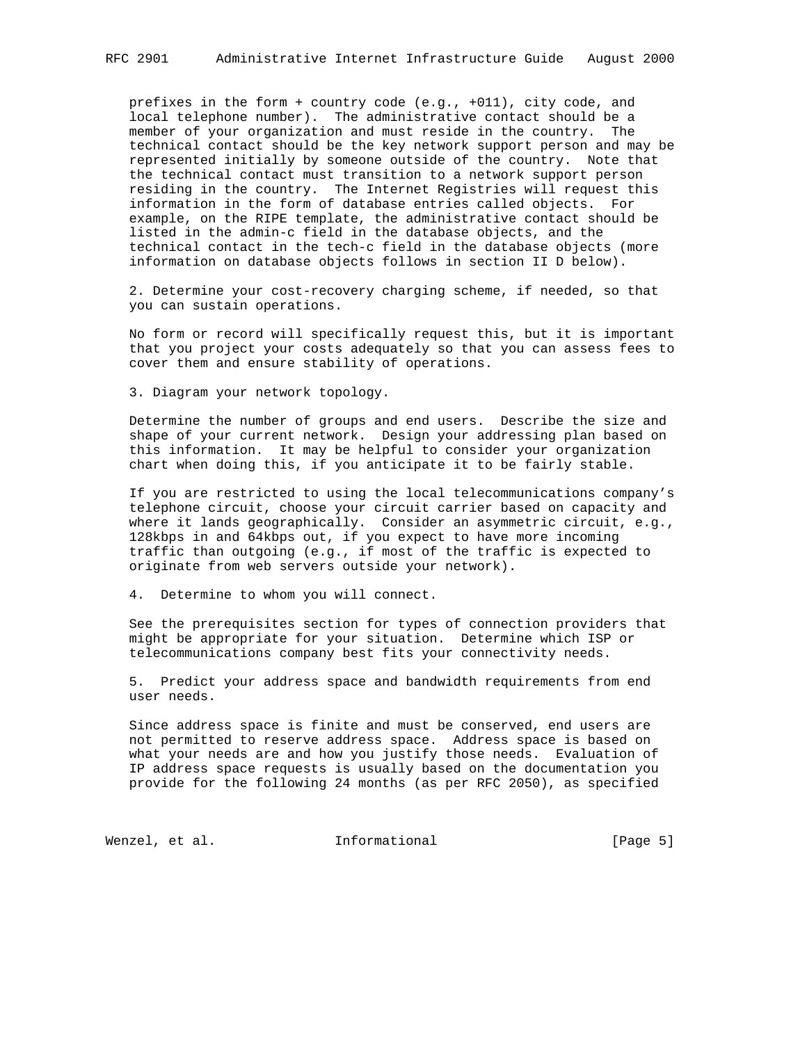prefixes in the form + country code (e.g., +011), city code, and local telephone number). The administrative contact should be a member of your organization and must reside in the country. The technical contact should be the key network support person and may be represented initially by someone outside of the country. Note that the technical contact must transition to a network support person residing in the country. The Internet Registries will request this information in the form of database entries called objects. For example, on the RIPE template, the administrative contact should be listed in the admin-c field in the database objects, and the technical contact in the tech-c field in the database objects (more information on database objects follows in section II D below).

2. Determine your cost-recovery charging scheme, if needed, so that you can sustain operations.

No form or record will specifically request this, but it is important that you project your costs adequately so that you can assess fees to cover them and ensure stability of operations.

3. Diagram your network topology.

Determine the number of groups and end users. Describe the size and shape of your current network. Design your addressing plan based on this information. It may be helpful to consider your organization chart when doing this, if you anticipate it to be fairly stable.

If you are restricted to using the local telecommunications company’s telephone circuit, choose your circuit carrier based on capacity and where it lands geographically. Consider an asymmetric circuit, e.g., 128kbps in and 64kbps out, if you expect to have more incoming traffic than outgoing (e.g., if most of the traffic is expected to originate from web servers outside your network).

4. Determine to whom you will connect.

See the prerequisites section for types of connection providers that might be appropriate for your situation. Determine which ISP or telecommunications company best fits your connectivity needs.

5. Predict your address space and bandwidth requirements from end user needs.

Since address space is finite and must be conserved, end users are not permitted to reserve address space. Address space is based on what your needs are and how you justify those needs. Evaluation of IP address space requests is usually based on the documentation you provide for the following 24 months (as per RFC 2050), as specified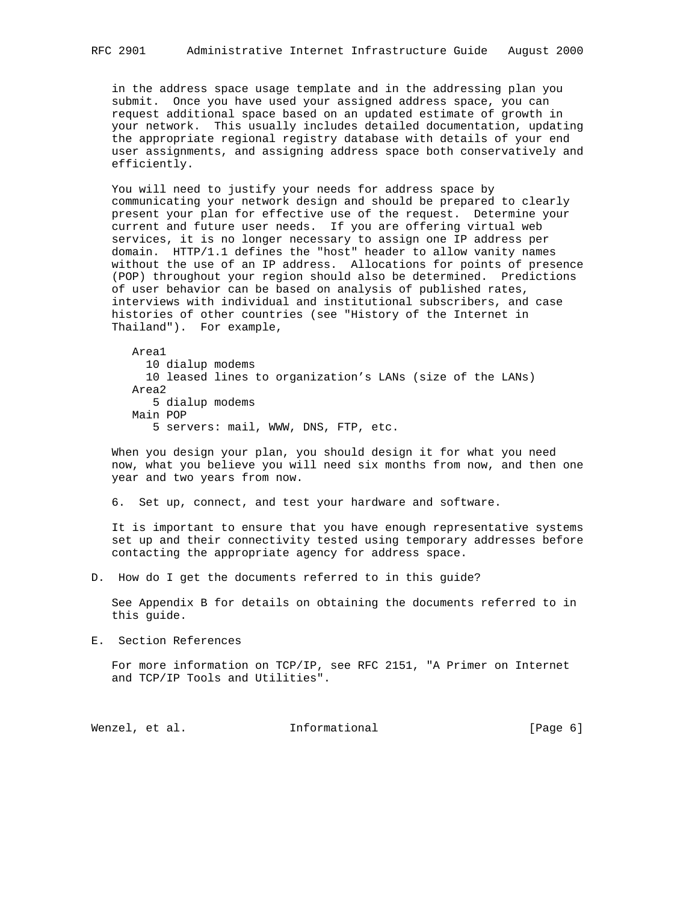in the address space usage template and in the addressing plan you submit. Once you have used your assigned address space, you can request additional space based on an updated estimate of growth in your network. This usually includes detailed documentation, updating the appropriate regional registry database with details of your end user assignments, and assigning address space both conservatively and efficiently.

You will need to justify your needs for address space by communicating your network design and should be prepared to clearly present your plan for effective use of the request. Determine your current and future user needs. If you are offering virtual web services, it is no longer necessary to assign one IP address per domain. HTTP/1.1 defines the "host" header to allow vanity names without the use of an IP address. Allocations for points of presence (POP) throughout your region should also be determined. Predictions of user behavior can be based on analysis of published rates, interviews with individual and institutional subscribers, and case histories of other countries (see "History of the Internet in Thailand"). For example,

```
Area1
  10 dialup modems
  10 leased lines to organization's LANs (size of the LANs)
Area2
   5 dialup modems
Main POP
   5 servers: mail, WWW, DNS, FTP, etc.
```

When you design your plan, you should design it for what you need now, what you believe you will need six months from now, and then one year and two years from now.

6. Set up, connect, and test your hardware and software.

It is important to ensure that you have enough representative systems set up and their connectivity tested using temporary addresses before contacting the appropriate agency for address space.

## D. How do I get the documents referred to in this guide?

See Appendix B for details on obtaining the documents referred to in this guide.

## E. Section References

For more information on TCP/IP, see RFC 2151, "A Primer on Internet and TCP/IP Tools and Utilities".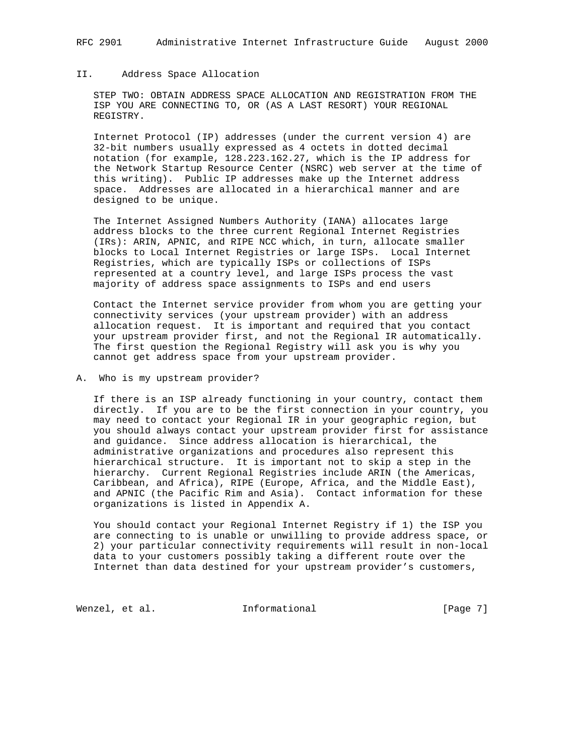## II. Address Space Allocation

STEP TWO: OBTAIN ADDRESS SPACE ALLOCATION AND REGISTRATION FROM THE ISP YOU ARE CONNECTING TO, OR (AS A LAST RESORT) YOUR REGIONAL REGISTRY.

Internet Protocol (IP) addresses (under the current version 4) are 32-bit numbers usually expressed as 4 octets in dotted decimal notation (for example, 128.223.162.27, which is the IP address for the Network Startup Resource Center (NSRC) web server at the time of this writing). Public IP addresses make up the Internet address space. Addresses are allocated in a hierarchical manner and are designed to be unique.

The Internet Assigned Numbers Authority (IANA) allocates large address blocks to the three current Regional Internet Registries (IRs): ARIN, APNIC, and RIPE NCC which, in turn, allocate smaller blocks to Local Internet Registries or large ISPs. Local Internet Registries, which are typically ISPs or collections of ISPs represented at a country level, and large ISPs process the vast majority of address space assignments to ISPs and end users

Contact the Internet service provider from whom you are getting your connectivity services (your upstream provider) with an address allocation request. It is important and required that you contact your upstream provider first, and not the Regional IR automatically. The first question the Regional Registry will ask you is why you cannot get address space from your upstream provider.

### A. Who is my upstream provider?

If there is an ISP already functioning in your country, contact them directly. If you are to be the first connection in your country, you may need to contact your Regional IR in your geographic region, but you should always contact your upstream provider first for assistance and guidance. Since address allocation is hierarchical, the administrative organizations and procedures also represent this hierarchical structure. It is important not to skip a step in the hierarchy. Current Regional Registries include ARIN (the Americas, Caribbean, and Africa), RIPE (Europe, Africa, and the Middle East), and APNIC (the Pacific Rim and Asia). Contact information for these organizations is listed in Appendix A.

You should contact your Regional Internet Registry if 1) the ISP you are connecting to is unable or unwilling to provide address space, or 2) your particular connectivity requirements will result in non-local data to your customers possibly taking a different route over the Internet than data destined for your upstream provider's customers,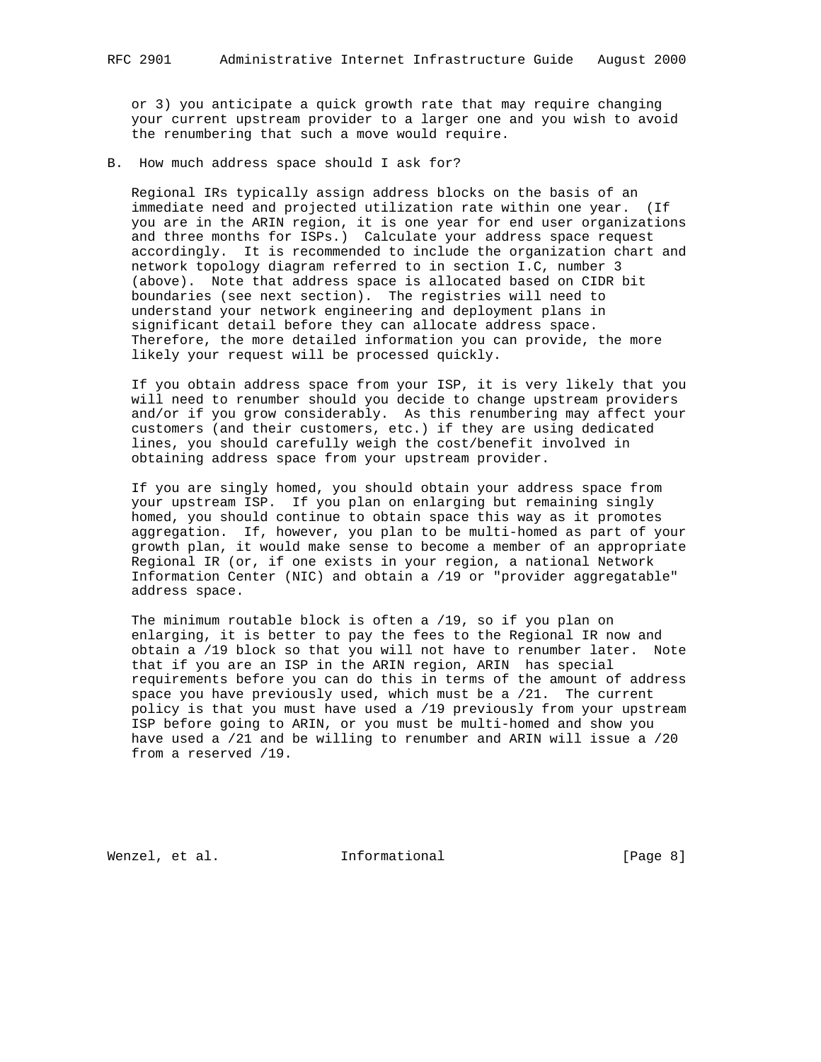or 3) you anticipate a quick growth rate that may require changing your current upstream provider to a larger one and you wish to avoid the renumbering that such a move would require.

### B. How much address space should I ask for?

Regional IRs typically assign address blocks on the basis of an immediate need and projected utilization rate within one year. (If you are in the ARIN region, it is one year for end user organizations and three months for ISPs.) Calculate your address space request accordingly. It is recommended to include the organization chart and network topology diagram referred to in section I.C, number 3 (above). Note that address space is allocated based on CIDR bit boundaries (see next section). The registries will need to understand your network engineering and deployment plans in significant detail before they can allocate address space. Therefore, the more detailed information you can provide, the more likely your request will be processed quickly.

If you obtain address space from your ISP, it is very likely that you will need to renumber should you decide to change upstream providers and/or if you grow considerably. As this renumbering may affect your customers (and their customers, etc.) if they are using dedicated lines, you should carefully weigh the cost/benefit involved in obtaining address space from your upstream provider.

If you are singly homed, you should obtain your address space from your upstream ISP. If you plan on enlarging but remaining singly homed, you should continue to obtain space this way as it promotes aggregation. If, however, you plan to be multi-homed as part of your growth plan, it would make sense to become a member of an appropriate Regional IR (or, if one exists in your region, a national Network Information Center (NIC) and obtain a /19 or "provider aggregatable" address space.

The minimum routable block is often a /19, so if you plan on enlarging, it is better to pay the fees to the Regional IR now and obtain a /19 block so that you will not have to renumber later. Note that if you are an ISP in the ARIN region, ARIN has special requirements before you can do this in terms of the amount of address space you have previously used, which must be a /21. The current policy is that you must have used a /19 previously from your upstream ISP before going to ARIN, or you must be multi-homed and show you have used a /21 and be willing to renumber and ARIN will issue a /20 from a reserved /19.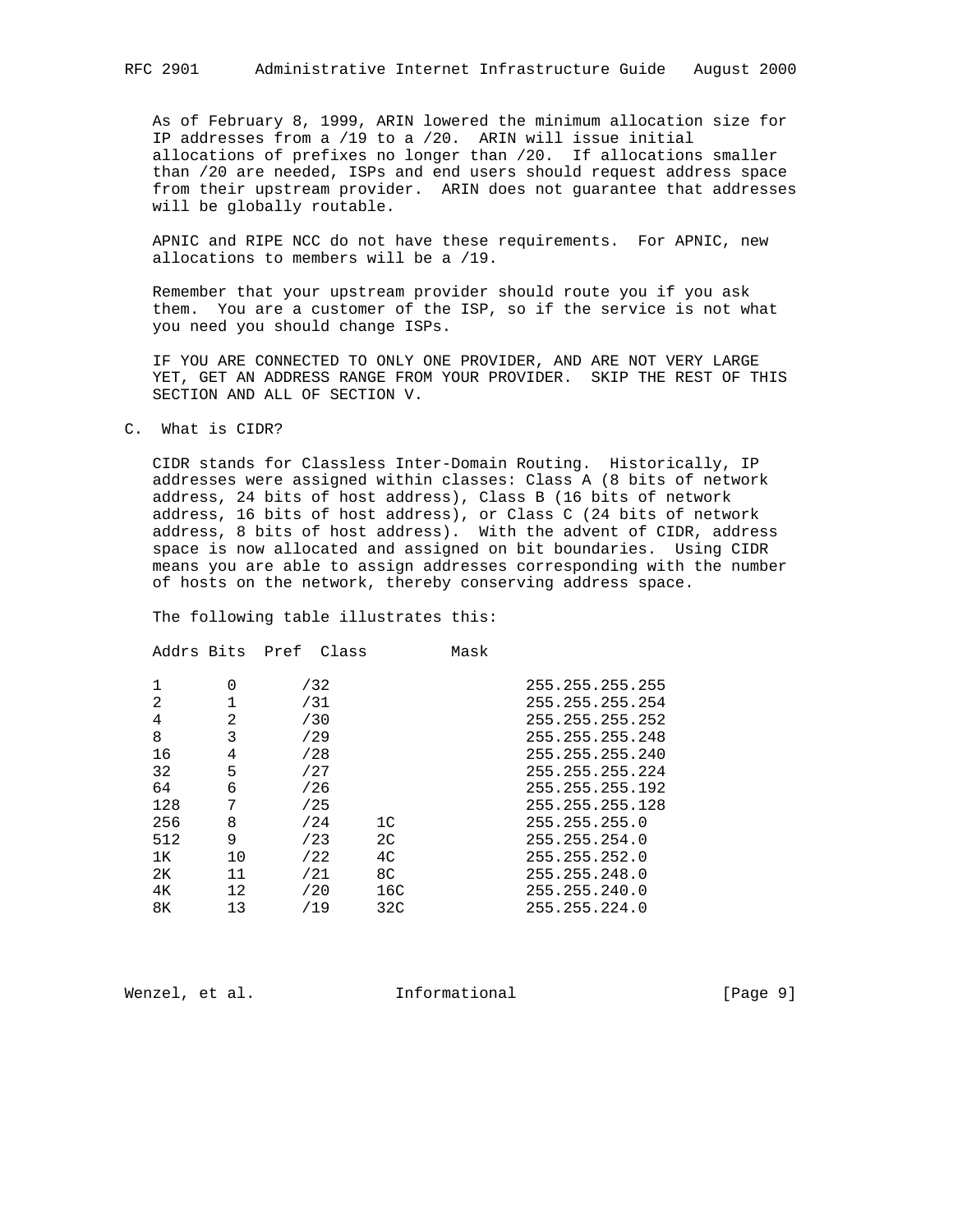As of February 8, 1999, ARIN lowered the minimum allocation size for IP addresses from a /19 to a /20. ARIN will issue initial allocations of prefixes no longer than /20. If allocations smaller than /20 are needed, ISPs and end users should request address space from their upstream provider. ARIN does not guarantee that addresses will be globally routable.

APNIC and RIPE NCC do not have these requirements. For APNIC, new allocations to members will be a /19.

Remember that your upstream provider should route you if you ask them. You are a customer of the ISP, so if the service is not what you need you should change ISPs.

IF YOU ARE CONNECTED TO ONLY ONE PROVIDER, AND ARE NOT VERY LARGE YET, GET AN ADDRESS RANGE FROM YOUR PROVIDER. SKIP THE REST OF THIS SECTION AND ALL OF SECTION V.

## C. What is CIDR?

CIDR stands for Classless Inter-Domain Routing. Historically, IP addresses were assigned within classes: Class A (8 bits of network address, 24 bits of host address), Class B (16 bits of network address, 16 bits of host address), or Class C (24 bits of network address, 8 bits of host address). With the advent of CIDR, address space is now allocated and assigned on bit boundaries. Using CIDR means you are able to assign addresses corresponding with the number of hosts on the network, thereby conserving address space.

The following table illustrates this:

| Addrs | Bits | Pref | Class | Mask |
|---|---|---|---|---|
| 1 | 0 | /32 | | 255.255.255.255 |
| 2 | 1 | /31 | | 255.255.255.254 |
| 4 | 2 | /30 | | 255.255.255.252 |
| 8 | 3 | /29 | | 255.255.255.248 |
| 16 | 4 | /28 | | 255.255.255.240 |
| 32 | 5 | /27 | | 255.255.255.224 |
| 64 | 6 | /26 | | 255.255.255.192 |
| 128 | 7 | /25 | | 255.255.255.128 |
| 256 | 8 | /24 | 1C | 255.255.255.0 |
| 512 | 9 | /23 | 2C | 255.255.254.0 |
| 1K | 10 | /22 | 4C | 255.255.252.0 |
| 2K | 11 | /21 | 8C | 255.255.248.0 |
| 4K | 12 | /20 | 16C | 255.255.240.0 |
| 8K | 13 | /19 | 32C | 255.255.224.0 |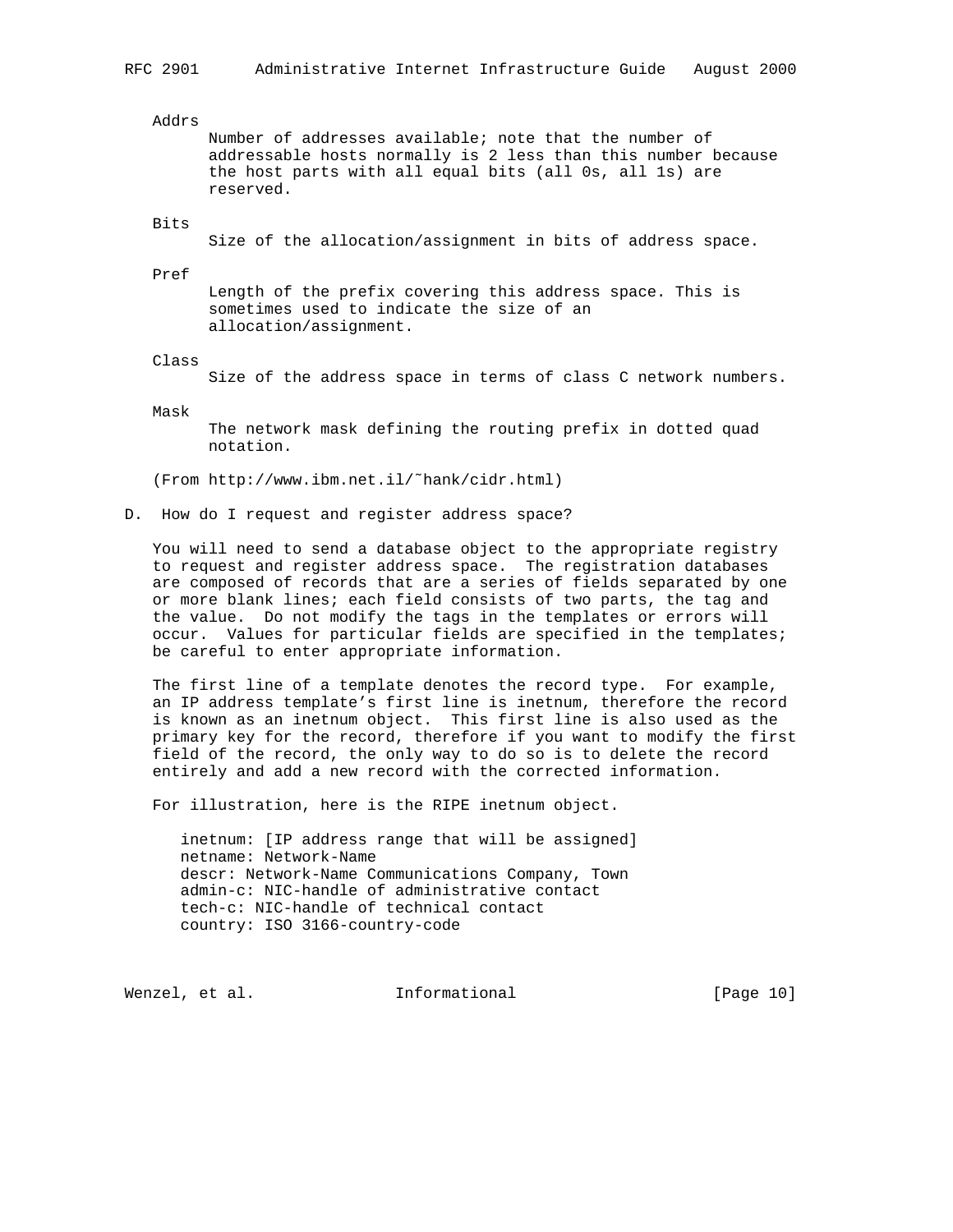Addrs
: Number of addresses available; note that the number of addressable hosts normally is 2 less than this number because the host parts with all equal bits (all 0s, all 1s) are reserved.

Bits
: Size of the allocation/assignment in bits of address space.

Pref
: Length of the prefix covering this address space. This is sometimes used to indicate the size of an allocation/assignment.

Class
: Size of the address space in terms of class C network numbers.

Mask
: The network mask defining the routing prefix in dotted quad notation.

(From http://www.ibm.net.il/˜hank/cidr.html)

## D. How do I request and register address space?

You will need to send a database object to the appropriate registry to request and register address space. The registration databases are composed of records that are a series of fields separated by one or more blank lines; each field consists of two parts, the tag and the value. Do not modify the tags in the templates or errors will occur. Values for particular fields are specified in the templates; be careful to enter appropriate information.

The first line of a template denotes the record type. For example, an IP address template's first line is inetnum, therefore the record is known as an inetnum object. This first line is also used as the primary key for the record, therefore if you want to modify the first field of the record, the only way to do so is to delete the record entirely and add a new record with the corrected information.

For illustration, here is the RIPE inetnum object.

```
inetnum: [IP address range that will be assigned]
netname: Network-Name
descr: Network-Name Communications Company, Town
admin-c: NIC-handle of administrative contact
tech-c: NIC-handle of technical contact
country: ISO 3166-country-code
```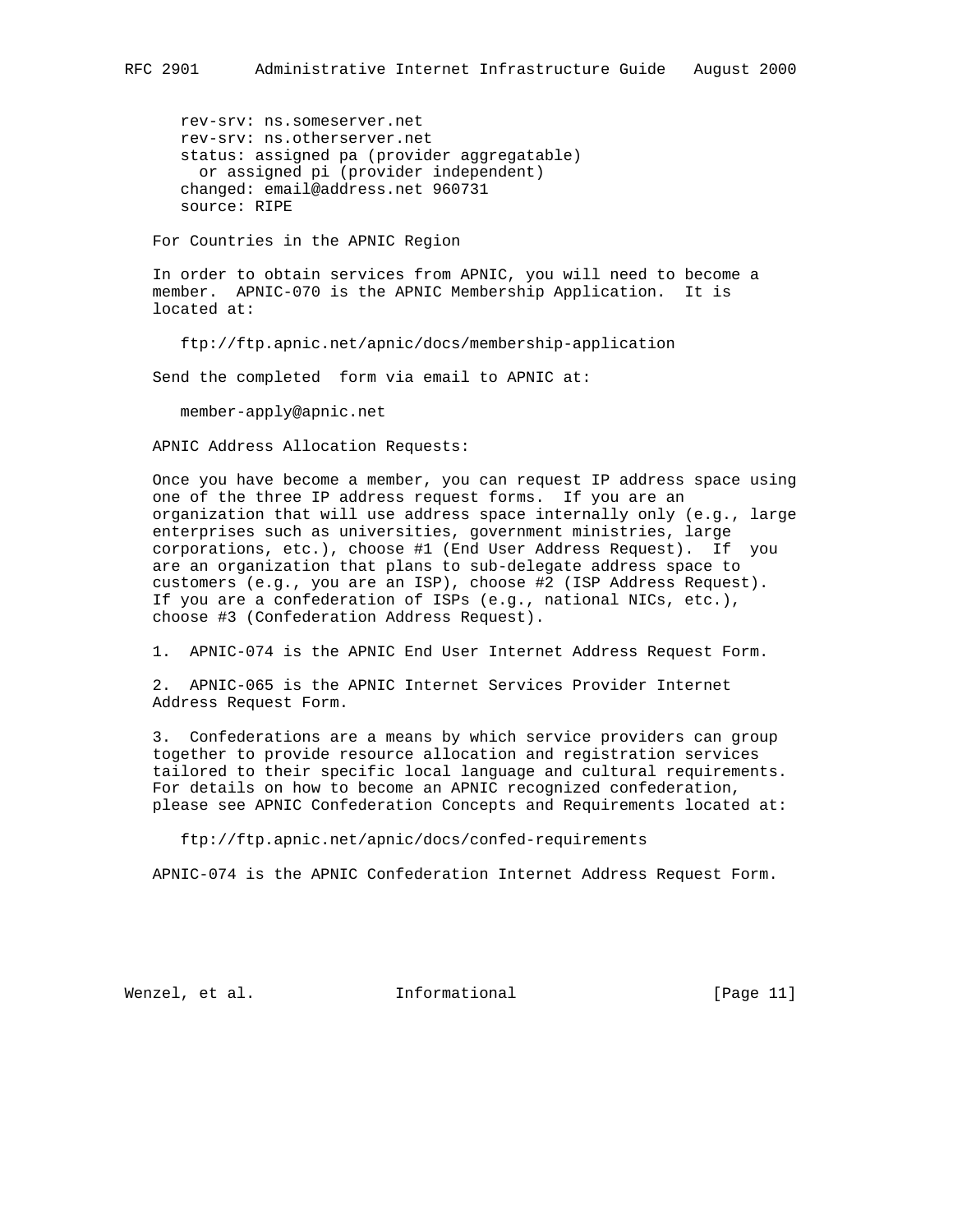```
rev-srv: ns.someserver.net
rev-srv: ns.otherserver.net
status: assigned pa (provider aggregatable)
  or assigned pi (provider independent)
changed: email@address.net 960731
source: RIPE
```

For Countries in the APNIC Region

In order to obtain services from APNIC, you will need to become a member.  APNIC-070 is the APNIC Membership Application.  It is located at:

ftp://ftp.apnic.net/apnic/docs/membership-application

Send the completed  form via email to APNIC at:

member-apply@apnic.net

APNIC Address Allocation Requests:

Once you have become a member, you can request IP address space using one of the three IP address request forms.  If you are an organization that will use address space internally only (e.g., large enterprises such as universities, government ministries, large corporations, etc.), choose #1 (End User Address Request).  If  you are an organization that plans to sub-delegate address space to customers (e.g., you are an ISP), choose #2 (ISP Address Request). If you are a confederation of ISPs (e.g., national NICs, etc.), choose #3 (Confederation Address Request).

1.  APNIC-074 is the APNIC End User Internet Address Request Form.

2.  APNIC-065 is the APNIC Internet Services Provider Internet Address Request Form.

3.  Confederations are a means by which service providers can group together to provide resource allocation and registration services tailored to their specific local language and cultural requirements. For details on how to become an APNIC recognized confederation, please see APNIC Confederation Concepts and Requirements located at:

ftp://ftp.apnic.net/apnic/docs/confed-requirements

APNIC-074 is the APNIC Confederation Internet Address Request Form.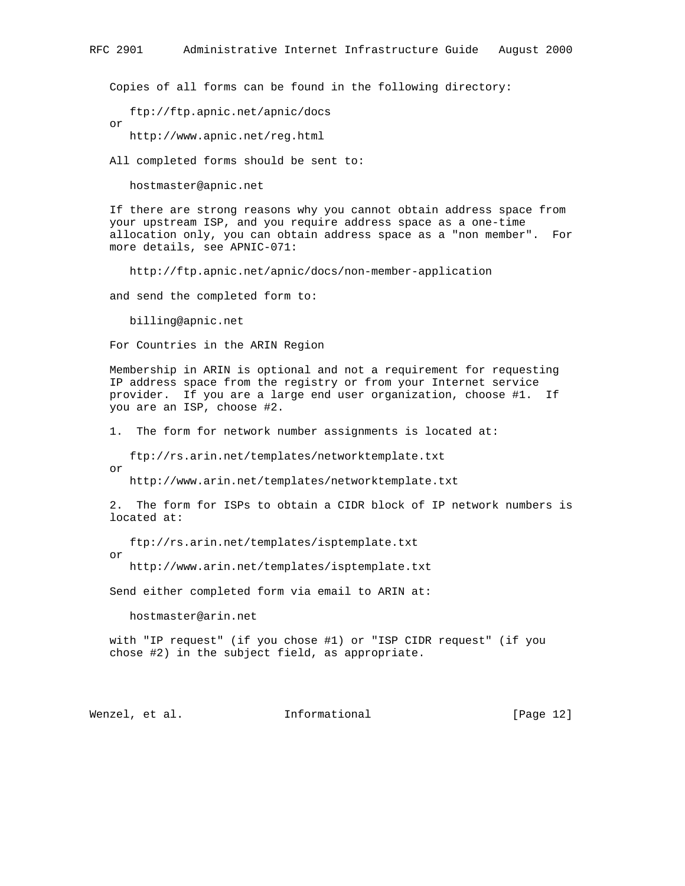Copies of all forms can be found in the following directory:

ftp://ftp.apnic.net/apnic/docs
or
http://www.apnic.net/reg.html

All completed forms should be sent to:

hostmaster@apnic.net

If there are strong reasons why you cannot obtain address space from your upstream ISP, and you require address space as a one-time allocation only, you can obtain address space as a "non member". For more details, see APNIC-071:

http://ftp.apnic.net/apnic/docs/non-member-application

and send the completed form to:

billing@apnic.net

For Countries in the ARIN Region

Membership in ARIN is optional and not a requirement for requesting IP address space from the registry or from your Internet service provider. If you are a large end user organization, choose #1. If you are an ISP, choose #2.

1. The form for network number assignments is located at:

ftp://rs.arin.net/templates/networktemplate.txt
or
http://www.arin.net/templates/networktemplate.txt

2. The form for ISPs to obtain a CIDR block of IP network numbers is located at:

ftp://rs.arin.net/templates/isptemplate.txt
or
http://www.arin.net/templates/isptemplate.txt

Send either completed form via email to ARIN at:

hostmaster@arin.net

with "IP request" (if you chose #1) or "ISP CIDR request" (if you chose #2) in the subject field, as appropriate.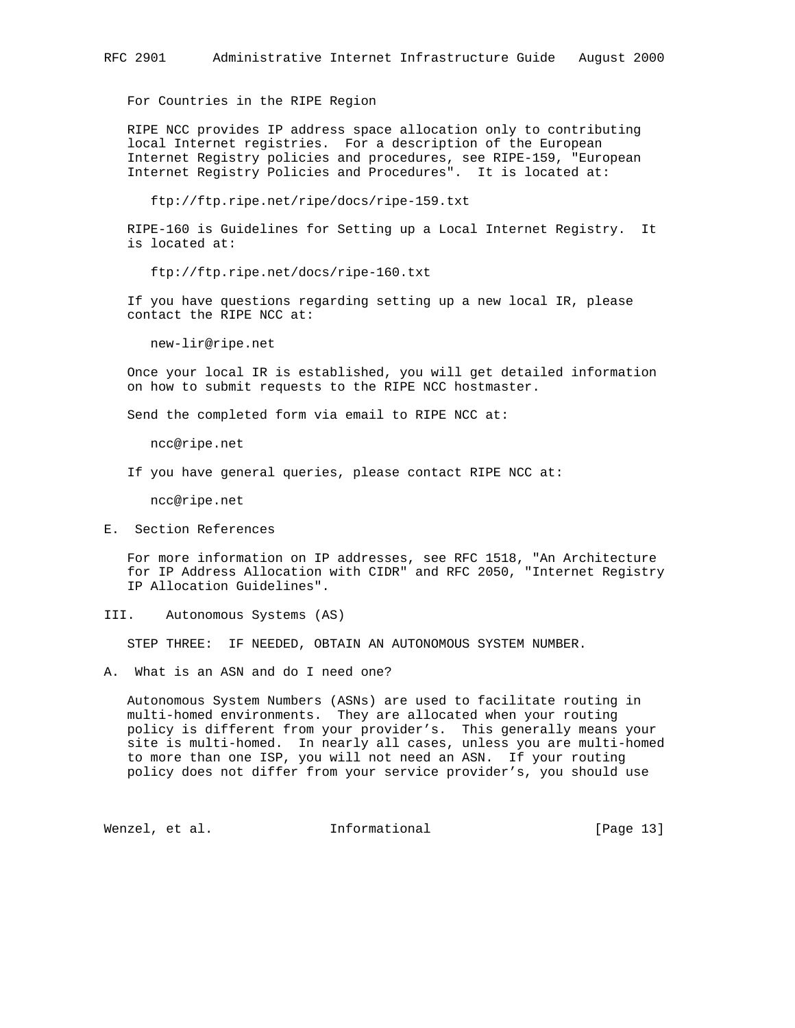For Countries in the RIPE Region

RIPE NCC provides IP address space allocation only to contributing local Internet registries. For a description of the European Internet Registry policies and procedures, see RIPE-159, "European Internet Registry Policies and Procedures". It is located at:

ftp://ftp.ripe.net/ripe/docs/ripe-159.txt

RIPE-160 is Guidelines for Setting up a Local Internet Registry. It is located at:

ftp://ftp.ripe.net/docs/ripe-160.txt

If you have questions regarding setting up a new local IR, please contact the RIPE NCC at:

new-lir@ripe.net

Once your local IR is established, you will get detailed information on how to submit requests to the RIPE NCC hostmaster.

Send the completed form via email to RIPE NCC at:

ncc@ripe.net

If you have general queries, please contact RIPE NCC at:

ncc@ripe.net

## E. Section References

For more information on IP addresses, see RFC 1518, "An Architecture for IP Address Allocation with CIDR" and RFC 2050, "Internet Registry IP Allocation Guidelines".

# III. Autonomous Systems (AS)

STEP THREE: IF NEEDED, OBTAIN AN AUTONOMOUS SYSTEM NUMBER.

## A. What is an ASN and do I need one?

Autonomous System Numbers (ASNs) are used to facilitate routing in multi-homed environments. They are allocated when your routing policy is different from your provider's. This generally means your site is multi-homed. In nearly all cases, unless you are multi-homed to more than one ISP, you will not need an ASN. If your routing policy does not differ from your service provider's, you should use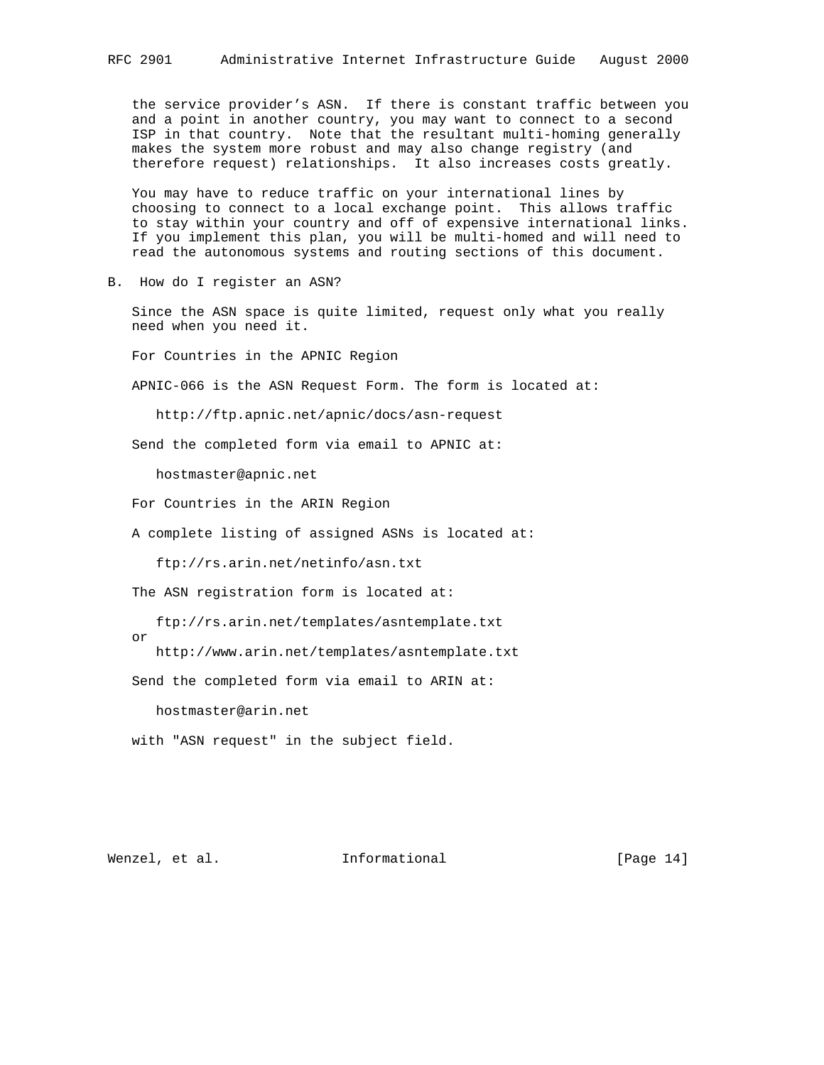the service provider's ASN. If there is constant traffic between you and a point in another country, you may want to connect to a second ISP in that country. Note that the resultant multi-homing generally makes the system more robust and may also change registry (and therefore request) relationships. It also increases costs greatly.

You may have to reduce traffic on your international lines by choosing to connect to a local exchange point. This allows traffic to stay within your country and off of expensive international links. If you implement this plan, you will be multi-homed and will need to read the autonomous systems and routing sections of this document.

## B. How do I register an ASN?

Since the ASN space is quite limited, request only what you really need when you need it.

For Countries in the APNIC Region

APNIC-066 is the ASN Request Form. The form is located at:

http://ftp.apnic.net/apnic/docs/asn-request

Send the completed form via email to APNIC at:

hostmaster@apnic.net

For Countries in the ARIN Region

A complete listing of assigned ASNs is located at:

ftp://rs.arin.net/netinfo/asn.txt

The ASN registration form is located at:

ftp://rs.arin.net/templates/asntemplate.txt

or

http://www.arin.net/templates/asntemplate.txt

Send the completed form via email to ARIN at:

hostmaster@arin.net

with "ASN request" in the subject field.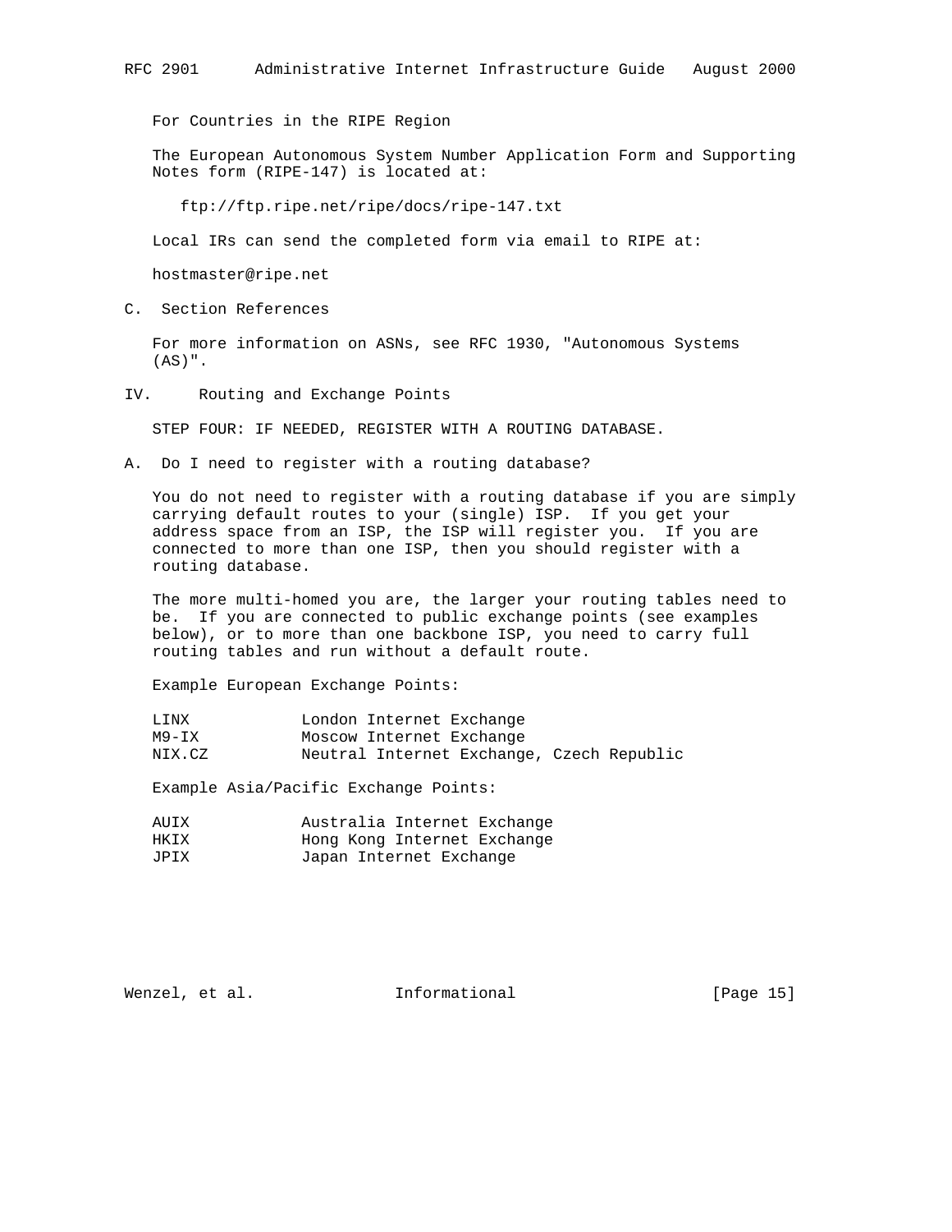For Countries in the RIPE Region

The European Autonomous System Number Application Form and Supporting Notes form (RIPE-147) is located at:

ftp://ftp.ripe.net/ripe/docs/ripe-147.txt

Local IRs can send the completed form via email to RIPE at:

hostmaster@ripe.net

## C. Section References

For more information on ASNs, see RFC 1930, "Autonomous Systems (AS)".

# IV. Routing and Exchange Points

STEP FOUR: IF NEEDED, REGISTER WITH A ROUTING DATABASE.

## A. Do I need to register with a routing database?

You do not need to register with a routing database if you are simply carrying default routes to your (single) ISP. If you get your address space from an ISP, the ISP will register you. If you are connected to more than one ISP, then you should register with a routing database.

The more multi-homed you are, the larger your routing tables need to be. If you are connected to public exchange points (see examples below), or to more than one backbone ISP, you need to carry full routing tables and run without a default route.

Example European Exchange Points:

```
LINX            London Internet Exchange
M9-IX           Moscow Internet Exchange
NIX.CZ          Neutral Internet Exchange, Czech Republic
```

Example Asia/Pacific Exchange Points:

```
AUIX            Australia Internet Exchange
HKIX            Hong Kong Internet Exchange
JPIX            Japan Internet Exchange
```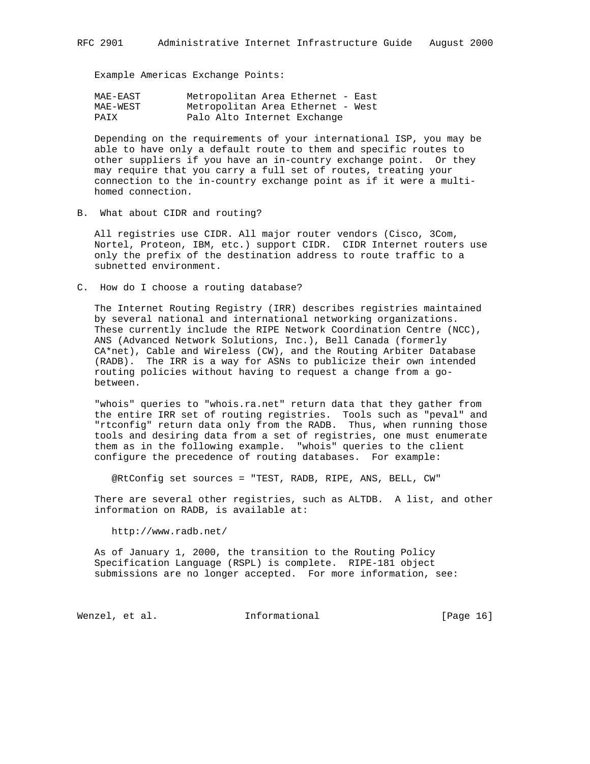Example Americas Exchange Points:

| | |
|---|---|
| MAE-EAST | Metropolitan Area Ethernet - East |
| MAE-WEST | Metropolitan Area Ethernet - West |
| PAIX | Palo Alto Internet Exchange |

Depending on the requirements of your international ISP, you may be able to have only a default route to them and specific routes to other suppliers if you have an in-country exchange point. Or they may require that you carry a full set of routes, treating your connection to the in-country exchange point as if it were a multi-homed connection.

B. What about CIDR and routing?

All registries use CIDR. All major router vendors (Cisco, 3Com, Nortel, Proteon, IBM, etc.) support CIDR. CIDR Internet routers use only the prefix of the destination address to route traffic to a subnetted environment.

C. How do I choose a routing database?

The Internet Routing Registry (IRR) describes registries maintained by several national and international networking organizations. These currently include the RIPE Network Coordination Centre (NCC), ANS (Advanced Network Solutions, Inc.), Bell Canada (formerly CA*net), Cable and Wireless (CW), and the Routing Arbiter Database (RADB). The IRR is a way for ASNs to publicize their own intended routing policies without having to request a change from a go-between.

"whois" queries to "whois.ra.net" return data that they gather from the entire IRR set of routing registries. Tools such as "peval" and "rtconfig" return data only from the RADB. Thus, when running those tools and desiring data from a set of registries, one must enumerate them as in the following example. "whois" queries to the client configure the precedence of routing databases. For example:

```
@RtConfig set sources = "TEST, RADB, RIPE, ANS, BELL, CW"
```

There are several other registries, such as ALTDB. A list, and other information on RADB, is available at:

http://www.radb.net/

As of January 1, 2000, the transition to the Routing Policy Specification Language (RSPL) is complete. RIPE-181 object submissions are no longer accepted. For more information, see: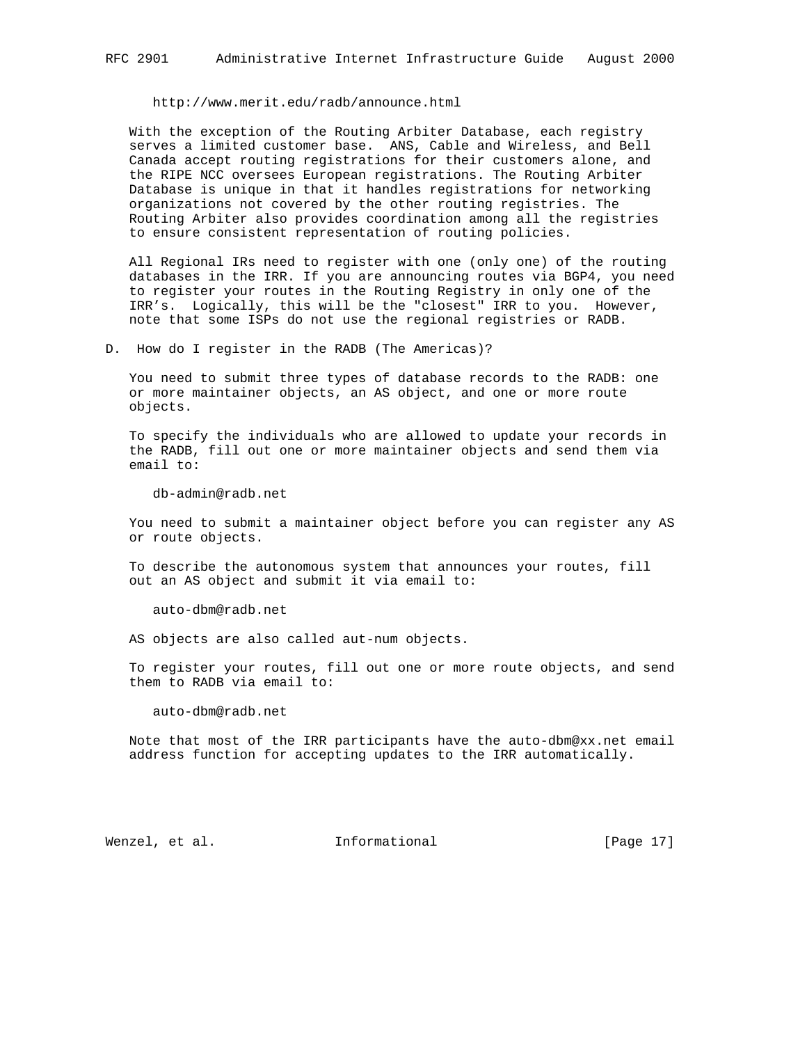http://www.merit.edu/radb/announce.html

With the exception of the Routing Arbiter Database, each registry serves a limited customer base. ANS, Cable and Wireless, and Bell Canada accept routing registrations for their customers alone, and the RIPE NCC oversees European registrations. The Routing Arbiter Database is unique in that it handles registrations for networking organizations not covered by the other routing registries. The Routing Arbiter also provides coordination among all the registries to ensure consistent representation of routing policies.

All Regional IRs need to register with one (only one) of the routing databases in the IRR. If you are announcing routes via BGP4, you need to register your routes in the Routing Registry in only one of the IRR's. Logically, this will be the "closest" IRR to you. However, note that some ISPs do not use the regional registries or RADB.

## D. How do I register in the RADB (The Americas)?

You need to submit three types of database records to the RADB: one or more maintainer objects, an AS object, and one or more route objects.

To specify the individuals who are allowed to update your records in the RADB, fill out one or more maintainer objects and send them via email to:

db-admin@radb.net

You need to submit a maintainer object before you can register any AS or route objects.

To describe the autonomous system that announces your routes, fill out an AS object and submit it via email to:

auto-dbm@radb.net

AS objects are also called aut-num objects.

To register your routes, fill out one or more route objects, and send them to RADB via email to:

auto-dbm@radb.net

Note that most of the IRR participants have the auto-dbm@xx.net email address function for accepting updates to the IRR automatically.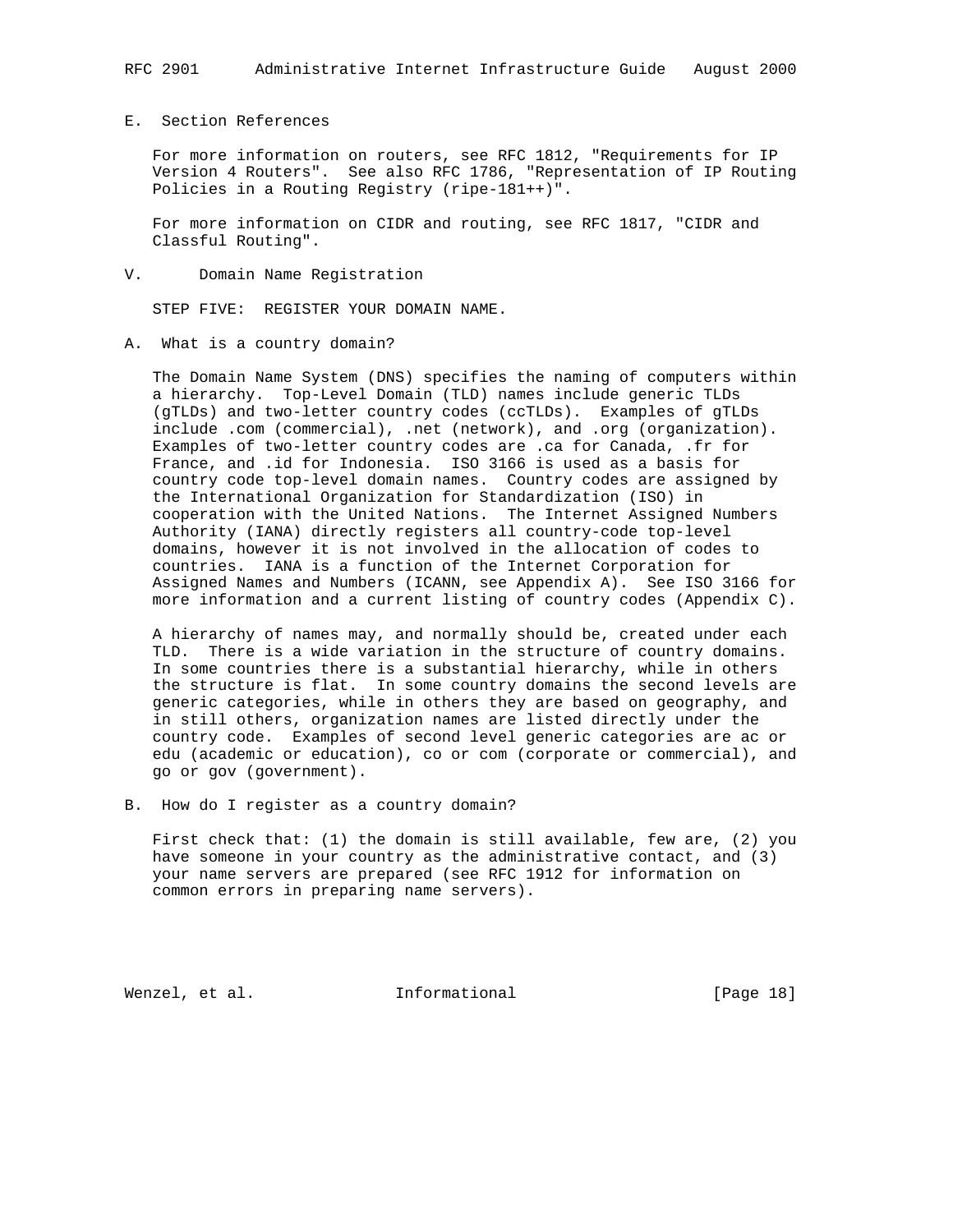## E. Section References

For more information on routers, see RFC 1812, "Requirements for IP Version 4 Routers". See also RFC 1786, "Representation of IP Routing Policies in a Routing Registry (ripe-181++)".

For more information on CIDR and routing, see RFC 1817, "CIDR and Classful Routing".

# V. Domain Name Registration

STEP FIVE: REGISTER YOUR DOMAIN NAME.

## A. What is a country domain?

The Domain Name System (DNS) specifies the naming of computers within a hierarchy. Top-Level Domain (TLD) names include generic TLDs (gTLDs) and two-letter country codes (ccTLDs). Examples of gTLDs include .com (commercial), .net (network), and .org (organization). Examples of two-letter country codes are .ca for Canada, .fr for France, and .id for Indonesia. ISO 3166 is used as a basis for country code top-level domain names. Country codes are assigned by the International Organization for Standardization (ISO) in cooperation with the United Nations. The Internet Assigned Numbers Authority (IANA) directly registers all country-code top-level domains, however it is not involved in the allocation of codes to countries. IANA is a function of the Internet Corporation for Assigned Names and Numbers (ICANN, see Appendix A). See ISO 3166 for more information and a current listing of country codes (Appendix C).

A hierarchy of names may, and normally should be, created under each TLD. There is a wide variation in the structure of country domains. In some countries there is a substantial hierarchy, while in others the structure is flat. In some country domains the second levels are generic categories, while in others they are based on geography, and in still others, organization names are listed directly under the country code. Examples of second level generic categories are ac or edu (academic or education), co or com (corporate or commercial), and go or gov (government).

## B. How do I register as a country domain?

First check that: (1) the domain is still available, few are, (2) you have someone in your country as the administrative contact, and (3) your name servers are prepared (see RFC 1912 for information on common errors in preparing name servers).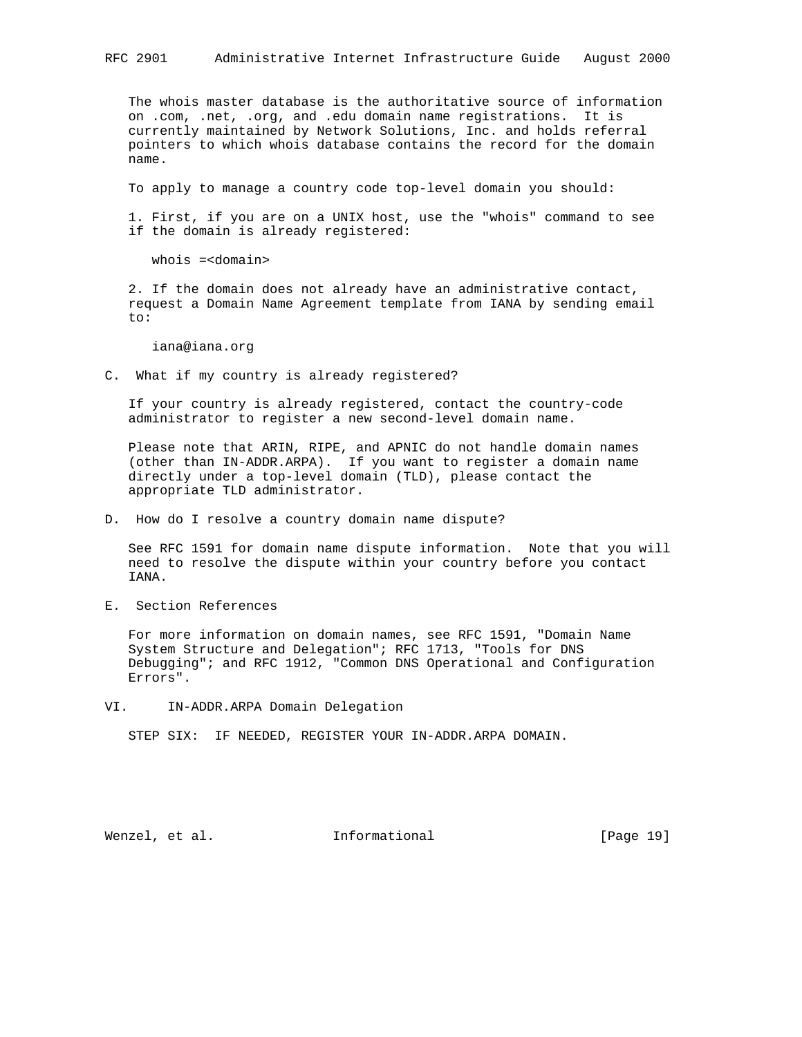The whois master database is the authoritative source of information on .com, .net, .org, and .edu domain name registrations. It is currently maintained by Network Solutions, Inc. and holds referral pointers to which whois database contains the record for the domain name.

To apply to manage a country code top-level domain you should:

1. First, if you are on a UNIX host, use the "whois" command to see if the domain is already registered:

```
whois =<domain>
```

2. If the domain does not already have an administrative contact, request a Domain Name Agreement template from IANA by sending email to:

```
iana@iana.org
```

## C. What if my country is already registered?

If your country is already registered, contact the country-code administrator to register a new second-level domain name.

Please note that ARIN, RIPE, and APNIC do not handle domain names (other than IN-ADDR.ARPA). If you want to register a domain name directly under a top-level domain (TLD), please contact the appropriate TLD administrator.

## D. How do I resolve a country domain name dispute?

See RFC 1591 for domain name dispute information. Note that you will need to resolve the dispute within your country before you contact IANA.

## E. Section References

For more information on domain names, see RFC 1591, "Domain Name System Structure and Delegation"; RFC 1713, "Tools for DNS Debugging"; and RFC 1912, "Common DNS Operational and Configuration Errors".

# VI. IN-ADDR.ARPA Domain Delegation

STEP SIX: IF NEEDED, REGISTER YOUR IN-ADDR.ARPA DOMAIN.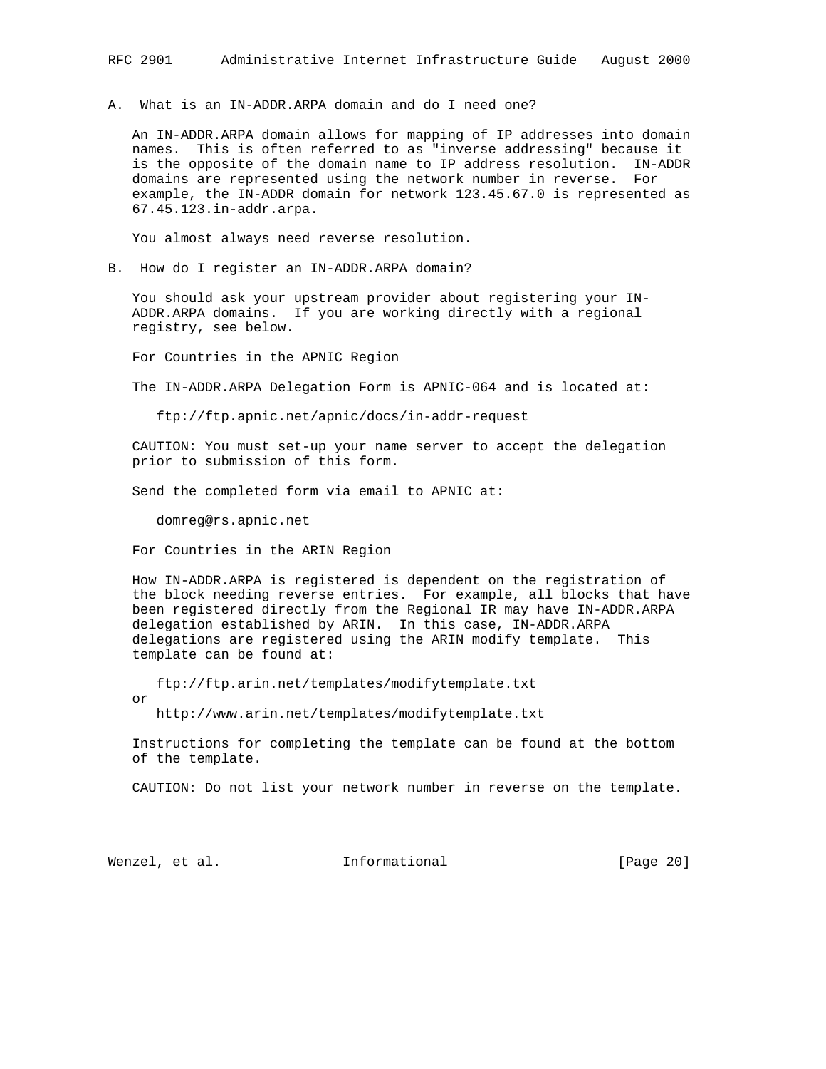A. What is an IN-ADDR.ARPA domain and do I need one?

An IN-ADDR.ARPA domain allows for mapping of IP addresses into domain names. This is often referred to as "inverse addressing" because it is the opposite of the domain name to IP address resolution. IN-ADDR domains are represented using the network number in reverse. For example, the IN-ADDR domain for network 123.45.67.0 is represented as 67.45.123.in-addr.arpa.

You almost always need reverse resolution.

B. How do I register an IN-ADDR.ARPA domain?

You should ask your upstream provider about registering your IN-ADDR.ARPA domains. If you are working directly with a regional registry, see below.

For Countries in the APNIC Region

The IN-ADDR.ARPA Delegation Form is APNIC-064 and is located at:

ftp://ftp.apnic.net/apnic/docs/in-addr-request

CAUTION: You must set-up your name server to accept the delegation prior to submission of this form.

Send the completed form via email to APNIC at:

domreg@rs.apnic.net

For Countries in the ARIN Region

How IN-ADDR.ARPA is registered is dependent on the registration of the block needing reverse entries. For example, all blocks that have been registered directly from the Regional IR may have IN-ADDR.ARPA delegation established by ARIN. In this case, IN-ADDR.ARPA delegations are registered using the ARIN modify template. This template can be found at:

ftp://ftp.arin.net/templates/modifytemplate.txt
or
http://www.arin.net/templates/modifytemplate.txt

Instructions for completing the template can be found at the bottom of the template.

CAUTION: Do not list your network number in reverse on the template.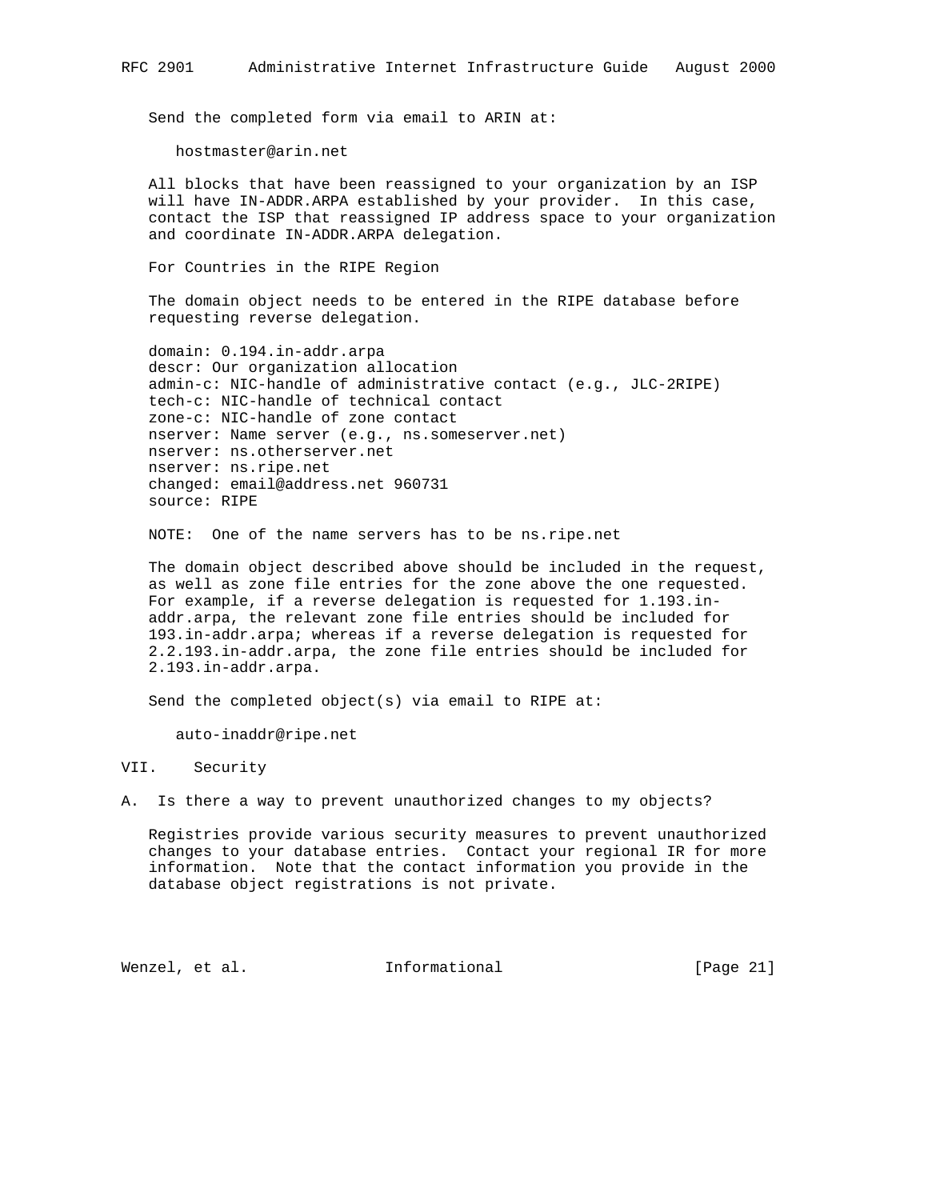Send the completed form via email to ARIN at:

hostmaster@arin.net

All blocks that have been reassigned to your organization by an ISP will have IN-ADDR.ARPA established by your provider. In this case, contact the ISP that reassigned IP address space to your organization and coordinate IN-ADDR.ARPA delegation.

For Countries in the RIPE Region

The domain object needs to be entered in the RIPE database before requesting reverse delegation.

```
domain: 0.194.in-addr.arpa
descr: Our organization allocation
admin-c: NIC-handle of administrative contact (e.g., JLC-2RIPE)
tech-c: NIC-handle of technical contact
zone-c: NIC-handle of zone contact
nserver: Name server (e.g., ns.someserver.net)
nserver: ns.otherserver.net
nserver: ns.ripe.net
changed: email@address.net 960731
source: RIPE
```

NOTE: One of the name servers has to be ns.ripe.net

The domain object described above should be included in the request, as well as zone file entries for the zone above the one requested. For example, if a reverse delegation is requested for 1.193.in-addr.arpa, the relevant zone file entries should be included for 193.in-addr.arpa; whereas if a reverse delegation is requested for 2.2.193.in-addr.arpa, the zone file entries should be included for 2.193.in-addr.arpa.

Send the completed object(s) via email to RIPE at:

auto-inaddr@ripe.net

## VII. Security

### A. Is there a way to prevent unauthorized changes to my objects?

Registries provide various security measures to prevent unauthorized changes to your database entries. Contact your regional IR for more information. Note that the contact information you provide in the database object registrations is not private.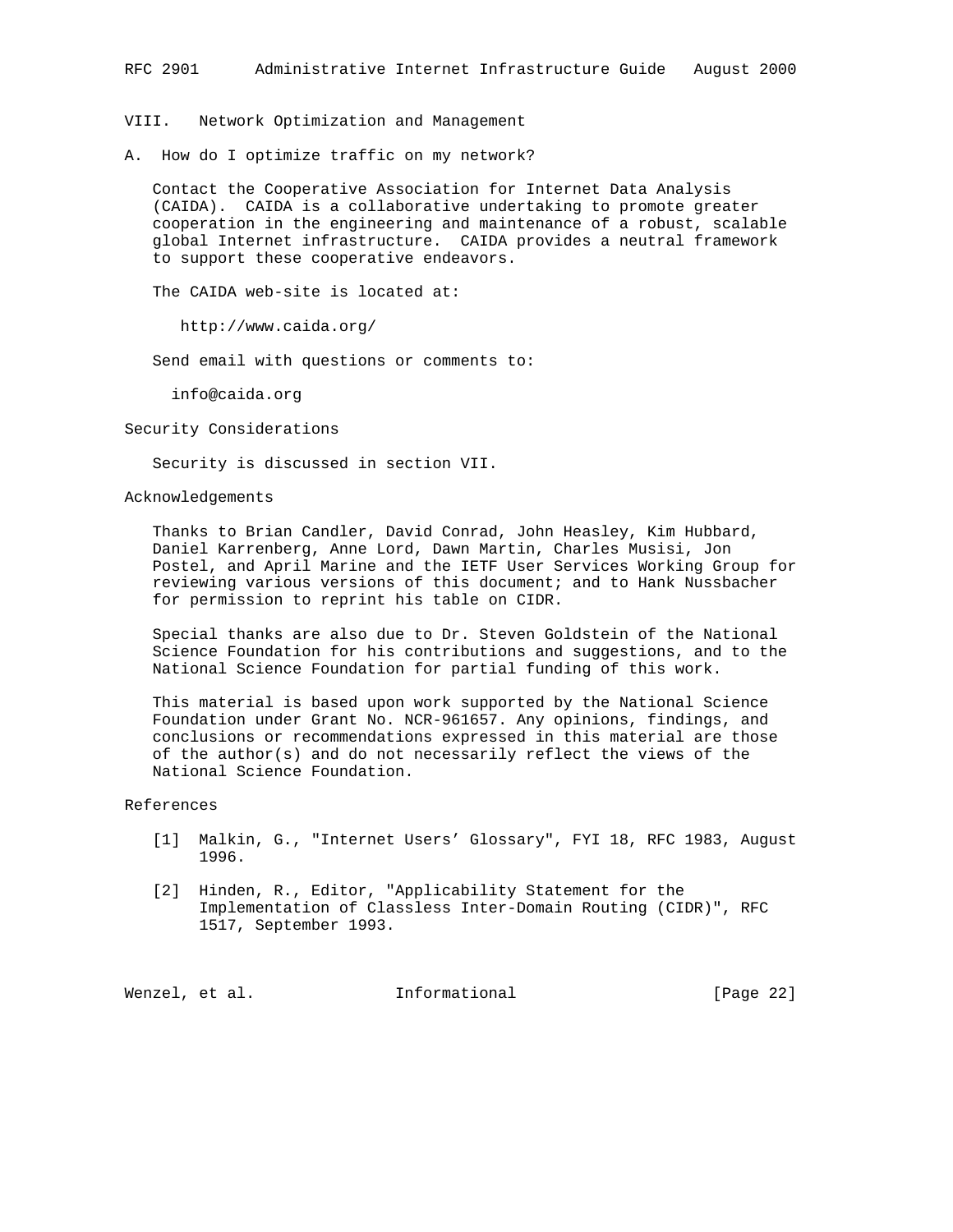# VIII. Network Optimization and Management

## A. How do I optimize traffic on my network?

Contact the Cooperative Association for Internet Data Analysis (CAIDA). CAIDA is a collaborative undertaking to promote greater cooperation in the engineering and maintenance of a robust, scalable global Internet infrastructure. CAIDA provides a neutral framework to support these cooperative endeavors.

The CAIDA web-site is located at:

http://www.caida.org/

Send email with questions or comments to:

info@caida.org

## Security Considerations

Security is discussed in section VII.

## Acknowledgements

Thanks to Brian Candler, David Conrad, John Heasley, Kim Hubbard, Daniel Karrenberg, Anne Lord, Dawn Martin, Charles Musisi, Jon Postel, and April Marine and the IETF User Services Working Group for reviewing various versions of this document; and to Hank Nussbacher for permission to reprint his table on CIDR.

Special thanks are also due to Dr. Steven Goldstein of the National Science Foundation for his contributions and suggestions, and to the National Science Foundation for partial funding of this work.

This material is based upon work supported by the National Science Foundation under Grant No. NCR-961657. Any opinions, findings, and conclusions or recommendations expressed in this material are those of the author(s) and do not necessarily reflect the views of the National Science Foundation.

## References

[1] Malkin, G., "Internet Users' Glossary", FYI 18, RFC 1983, August 1996.

[2] Hinden, R., Editor, "Applicability Statement for the Implementation of Classless Inter-Domain Routing (CIDR)", RFC 1517, September 1993.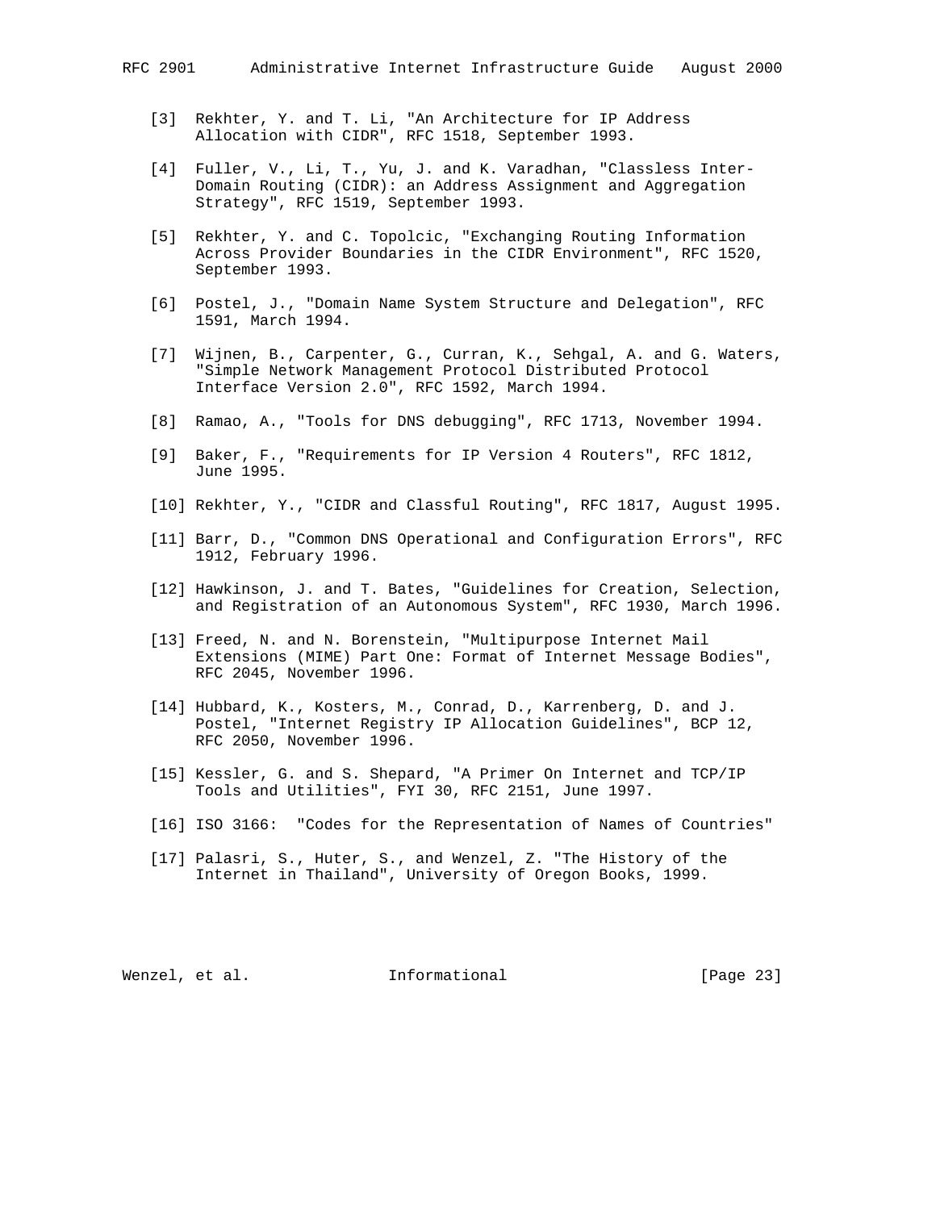[3] Rekhter, Y. and T. Li, "An Architecture for IP Address Allocation with CIDR", RFC 1518, September 1993.

[4] Fuller, V., Li, T., Yu, J. and K. Varadhan, "Classless Inter-Domain Routing (CIDR): an Address Assignment and Aggregation Strategy", RFC 1519, September 1993.

[5] Rekhter, Y. and C. Topolcic, "Exchanging Routing Information Across Provider Boundaries in the CIDR Environment", RFC 1520, September 1993.

[6] Postel, J., "Domain Name System Structure and Delegation", RFC 1591, March 1994.

[7] Wijnen, B., Carpenter, G., Curran, K., Sehgal, A. and G. Waters, "Simple Network Management Protocol Distributed Protocol Interface Version 2.0", RFC 1592, March 1994.

[8] Ramao, A., "Tools for DNS debugging", RFC 1713, November 1994.

[9] Baker, F., "Requirements for IP Version 4 Routers", RFC 1812, June 1995.

[10] Rekhter, Y., "CIDR and Classful Routing", RFC 1817, August 1995.

[11] Barr, D., "Common DNS Operational and Configuration Errors", RFC 1912, February 1996.

[12] Hawkinson, J. and T. Bates, "Guidelines for Creation, Selection, and Registration of an Autonomous System", RFC 1930, March 1996.

[13] Freed, N. and N. Borenstein, "Multipurpose Internet Mail Extensions (MIME) Part One: Format of Internet Message Bodies", RFC 2045, November 1996.

[14] Hubbard, K., Kosters, M., Conrad, D., Karrenberg, D. and J. Postel, "Internet Registry IP Allocation Guidelines", BCP 12, RFC 2050, November 1996.

[15] Kessler, G. and S. Shepard, "A Primer On Internet and TCP/IP Tools and Utilities", FYI 30, RFC 2151, June 1997.

[16] ISO 3166: "Codes for the Representation of Names of Countries"

[17] Palasri, S., Huter, S., and Wenzel, Z. "The History of the Internet in Thailand", University of Oregon Books, 1999.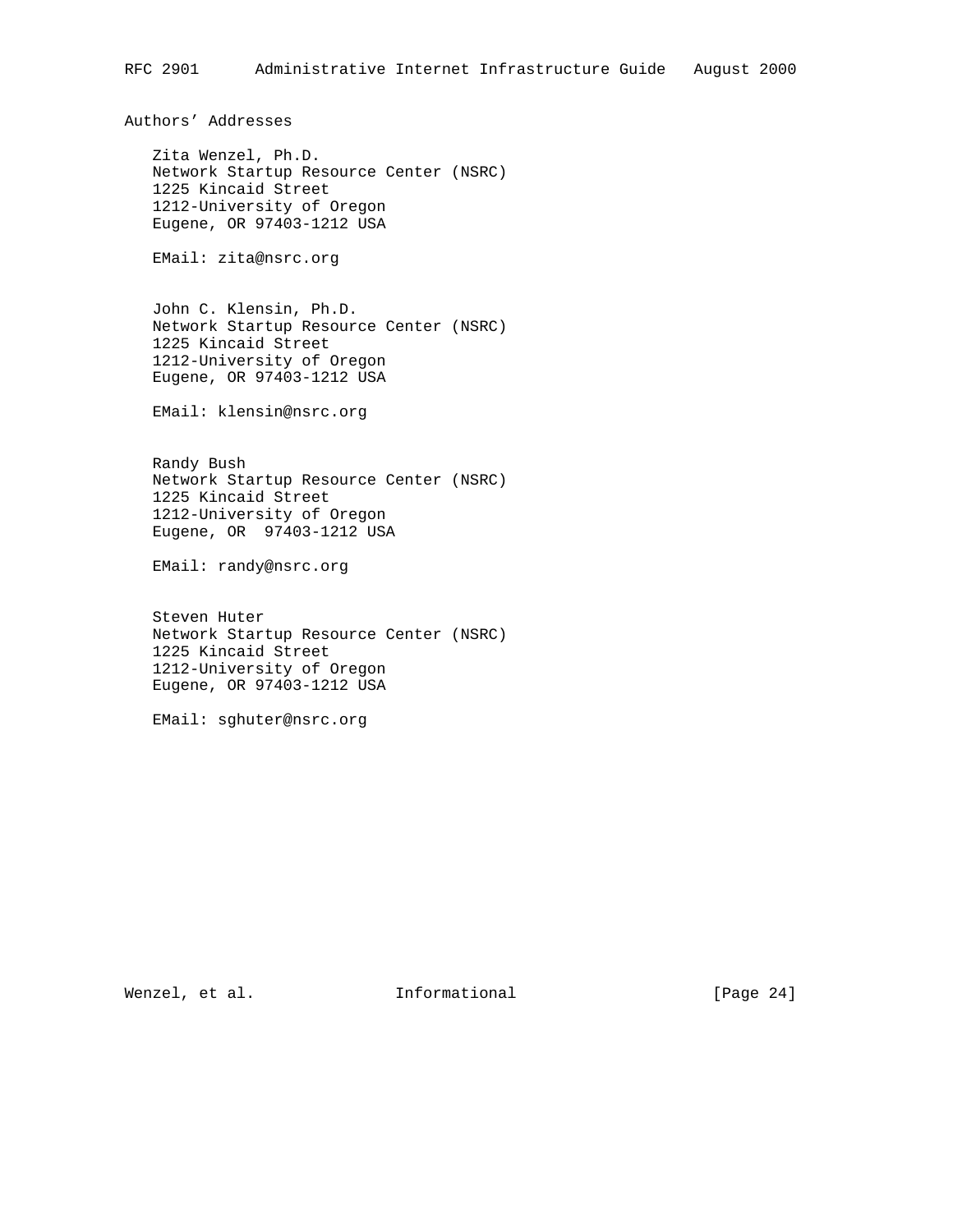## Authors' Addresses

Zita Wenzel, Ph.D.
Network Startup Resource Center (NSRC)
1225 Kincaid Street
1212-University of Oregon
Eugene, OR 97403-1212 USA

EMail: zita@nsrc.org

John C. Klensin, Ph.D.
Network Startup Resource Center (NSRC)
1225 Kincaid Street
1212-University of Oregon
Eugene, OR 97403-1212 USA

EMail: klensin@nsrc.org

Randy Bush
Network Startup Resource Center (NSRC)
1225 Kincaid Street
1212-University of Oregon
Eugene, OR 97403-1212 USA

EMail: randy@nsrc.org

Steven Huter
Network Startup Resource Center (NSRC)
1225 Kincaid Street
1212-University of Oregon
Eugene, OR 97403-1212 USA

EMail: sghuter@nsrc.org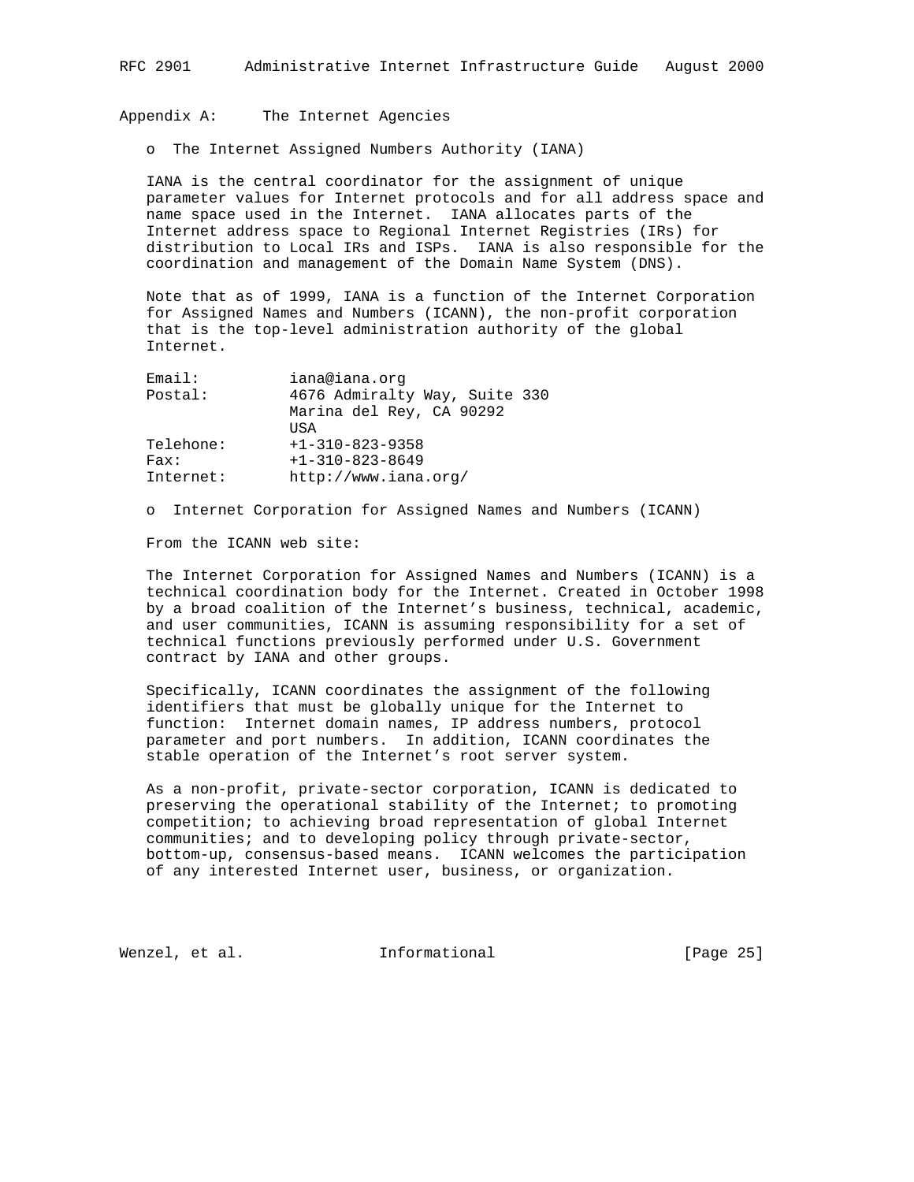## Appendix A: The Internet Agencies

- The Internet Assigned Numbers Authority (IANA)

IANA is the central coordinator for the assignment of unique parameter values for Internet protocols and for all address space and name space used in the Internet. IANA allocates parts of the Internet address space to Regional Internet Registries (IRs) for distribution to Local IRs and ISPs. IANA is also responsible for the coordination and management of the Domain Name System (DNS).

Note that as of 1999, IANA is a function of the Internet Corporation for Assigned Names and Numbers (ICANN), the non-profit corporation that is the top-level administration authority of the global Internet.

```
Email:          iana@iana.org
Postal:         4676 Admiralty Way, Suite 330
                Marina del Rey, CA 90292
                USA
Telehone:       +1-310-823-9358
Fax:            +1-310-823-8649
Internet:       http://www.iana.org/
```

- Internet Corporation for Assigned Names and Numbers (ICANN)

From the ICANN web site:

The Internet Corporation for Assigned Names and Numbers (ICANN) is a technical coordination body for the Internet. Created in October 1998 by a broad coalition of the Internet's business, technical, academic, and user communities, ICANN is assuming responsibility for a set of technical functions previously performed under U.S. Government contract by IANA and other groups.

Specifically, ICANN coordinates the assignment of the following identifiers that must be globally unique for the Internet to function: Internet domain names, IP address numbers, protocol parameter and port numbers. In addition, ICANN coordinates the stable operation of the Internet's root server system.

As a non-profit, private-sector corporation, ICANN is dedicated to preserving the operational stability of the Internet; to promoting competition; to achieving broad representation of global Internet communities; and to developing policy through private-sector, bottom-up, consensus-based means. ICANN welcomes the participation of any interested Internet user, business, or organization.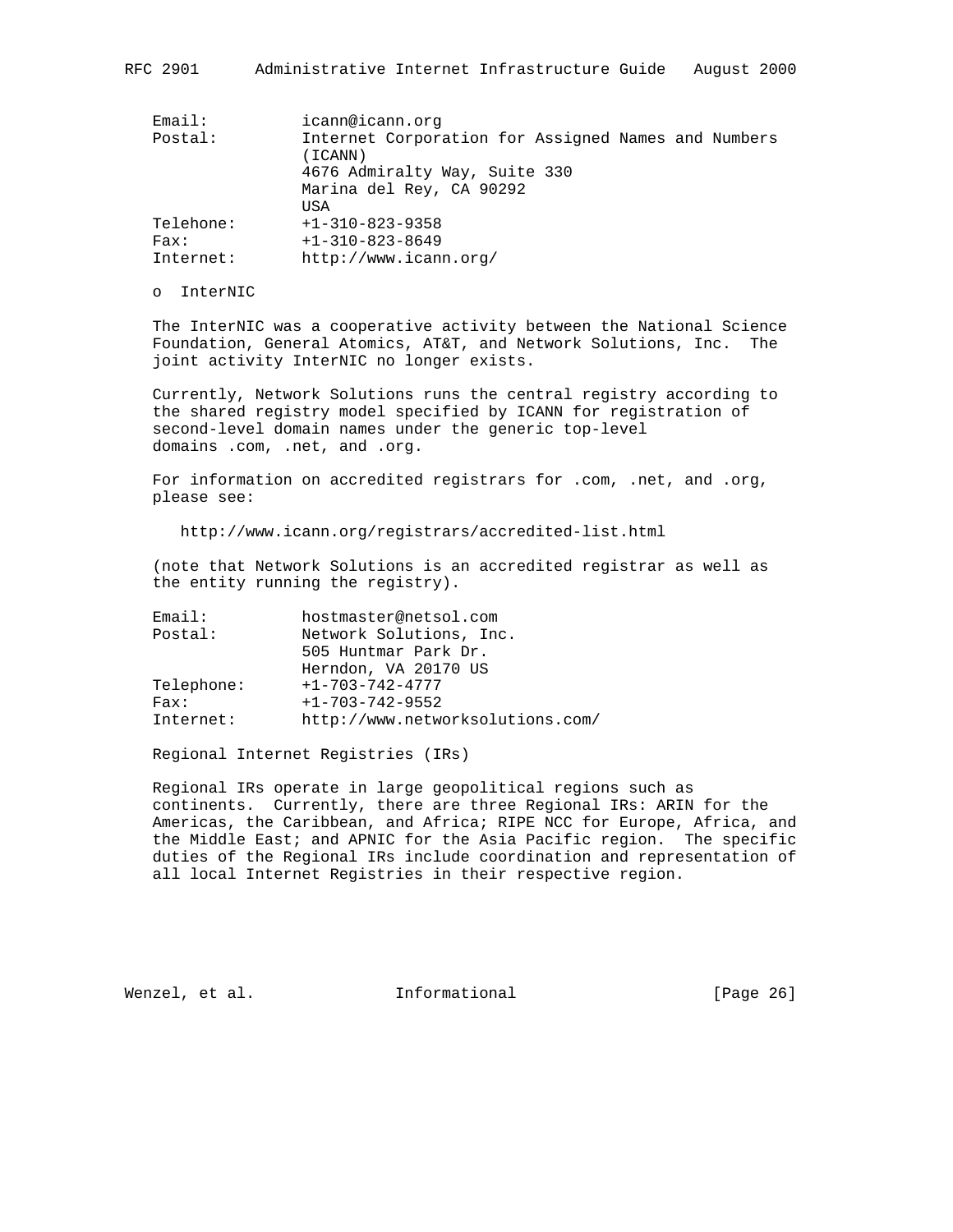```
Email:         icann@icann.org
Postal:        Internet Corporation for Assigned Names and Numbers
               (ICANN)
               4676 Admiralty Way, Suite 330
               Marina del Rey, CA 90292
               USA
Telehone:      +1-310-823-9358
Fax:           +1-310-823-8649
Internet:      http://www.icann.org/
```

- InterNIC

The InterNIC was a cooperative activity between the National Science Foundation, General Atomics, AT&T, and Network Solutions, Inc. The joint activity InterNIC no longer exists.

Currently, Network Solutions runs the central registry according to the shared registry model specified by ICANN for registration of second-level domain names under the generic top-level domains .com, .net, and .org.

For information on accredited registrars for .com, .net, and .org, please see:

    http://www.icann.org/registrars/accredited-list.html

(note that Network Solutions is an accredited registrar as well as the entity running the registry).

```
Email:         hostmaster@netsol.com
Postal:        Network Solutions, Inc.
               505 Huntmar Park Dr.
               Herndon, VA 20170 US
Telephone:     +1-703-742-4777
Fax:           +1-703-742-9552
Internet:      http://www.networksolutions.com/
```

Regional Internet Registries (IRs)

Regional IRs operate in large geopolitical regions such as continents. Currently, there are three Regional IRs: ARIN for the Americas, the Caribbean, and Africa; RIPE NCC for Europe, Africa, and the Middle East; and APNIC for the Asia Pacific region. The specific duties of the Regional IRs include coordination and representation of all local Internet Registries in their respective region.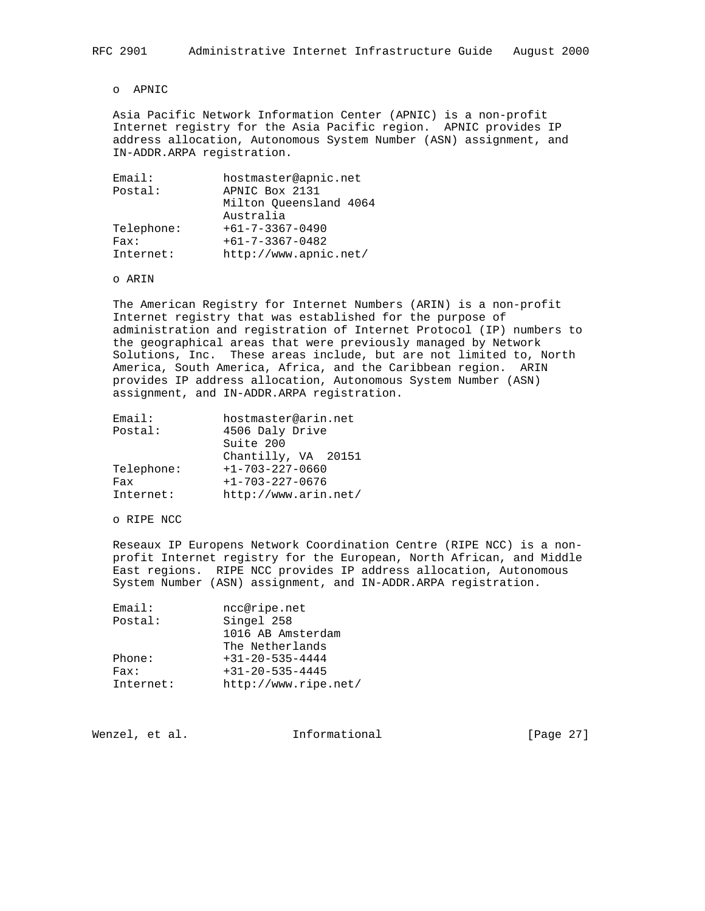o APNIC

Asia Pacific Network Information Center (APNIC) is a non-profit Internet registry for the Asia Pacific region. APNIC provides IP address allocation, Autonomous System Number (ASN) assignment, and IN-ADDR.ARPA registration.

```
Email:          hostmaster@apnic.net
Postal:         APNIC Box 2131
                Milton Queensland 4064
                Australia
Telephone:      +61-7-3367-0490
Fax:            +61-7-3367-0482
Internet:       http://www.apnic.net/
```

o ARIN

The American Registry for Internet Numbers (ARIN) is a non-profit Internet registry that was established for the purpose of administration and registration of Internet Protocol (IP) numbers to the geographical areas that were previously managed by Network Solutions, Inc. These areas include, but are not limited to, North America, South America, Africa, and the Caribbean region. ARIN provides IP address allocation, Autonomous System Number (ASN) assignment, and IN-ADDR.ARPA registration.

```
Email:          hostmaster@arin.net
Postal:         4506 Daly Drive
                Suite 200
                Chantilly, VA  20151
Telephone:      +1-703-227-0660
Fax             +1-703-227-0676
Internet:       http://www.arin.net/
```

o RIPE NCC

Reseaux IP Europens Network Coordination Centre (RIPE NCC) is a non-profit Internet registry for the European, North African, and Middle East regions. RIPE NCC provides IP address allocation, Autonomous System Number (ASN) assignment, and IN-ADDR.ARPA registration.

```
Email:          ncc@ripe.net
Postal:         Singel 258
                1016 AB Amsterdam
                The Netherlands
Phone:          +31-20-535-4444
Fax:            +31-20-535-4445
Internet:       http://www.ripe.net/
```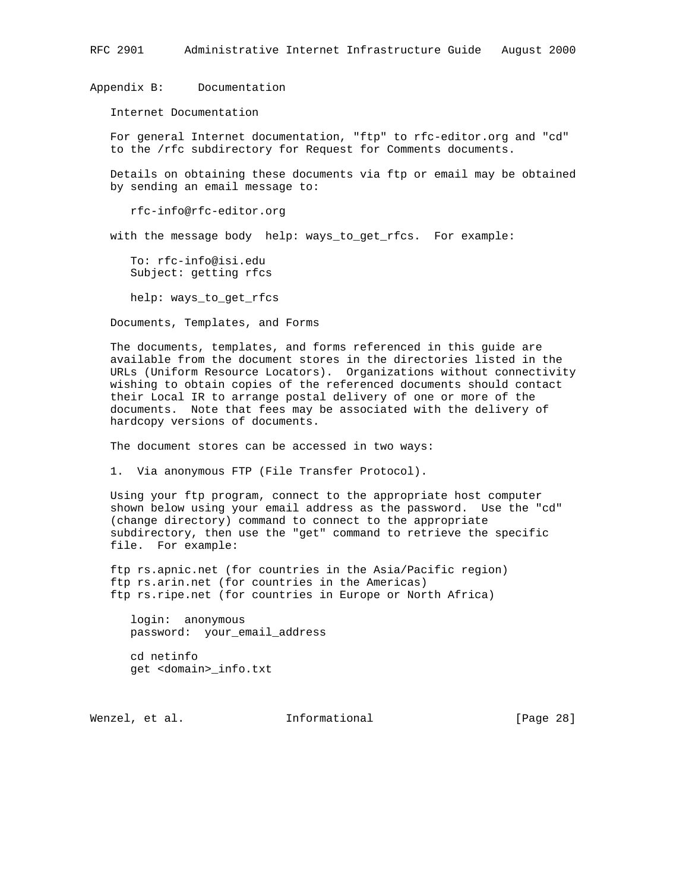## Appendix B: Documentation

### Internet Documentation

For general Internet documentation, "ftp" to rfc-editor.org and "cd" to the /rfc subdirectory for Request for Comments documents.

Details on obtaining these documents via ftp or email may be obtained by sending an email message to:

```
rfc-info@rfc-editor.org
```

with the message body help: ways_to_get_rfcs. For example:

```
To: rfc-info@isi.edu
Subject: getting rfcs

help: ways_to_get_rfcs
```

### Documents, Templates, and Forms

The documents, templates, and forms referenced in this guide are available from the document stores in the directories listed in the URLs (Uniform Resource Locators). Organizations without connectivity wishing to obtain copies of the referenced documents should contact their Local IR to arrange postal delivery of one or more of the documents. Note that fees may be associated with the delivery of hardcopy versions of documents.

The document stores can be accessed in two ways:

1. Via anonymous FTP (File Transfer Protocol).

Using your ftp program, connect to the appropriate host computer shown below using your email address as the password. Use the "cd" (change directory) command to connect to the appropriate subdirectory, then use the "get" command to retrieve the specific file. For example:

```
ftp rs.apnic.net (for countries in the Asia/Pacific region)
ftp rs.arin.net (for countries in the Americas)
ftp rs.ripe.net (for countries in Europe or North Africa)

   login:  anonymous
   password:  your_email_address

   cd netinfo
   get <domain>_info.txt
```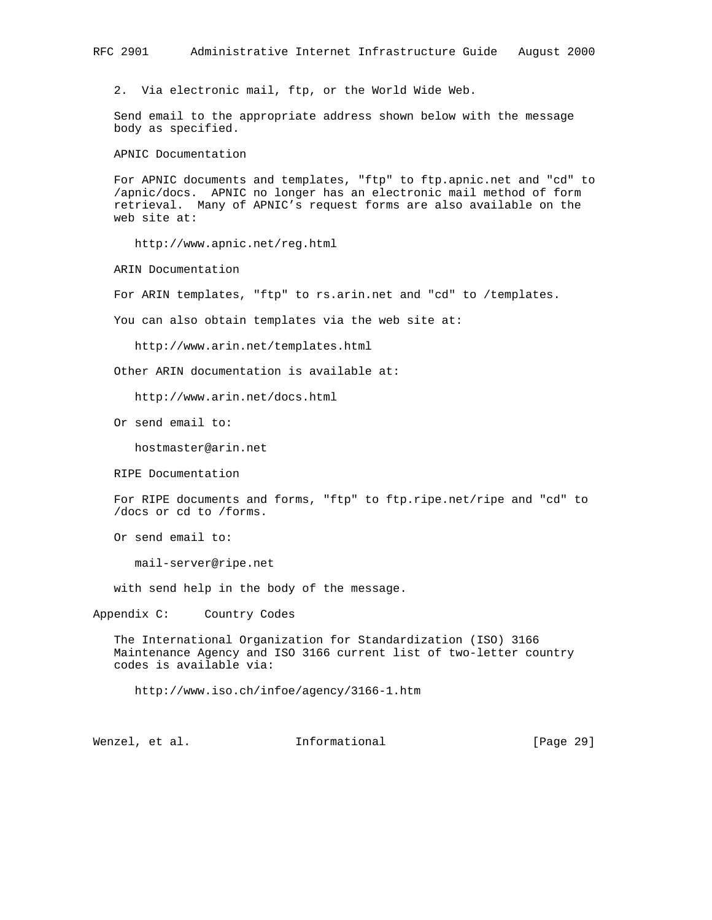2. Via electronic mail, ftp, or the World Wide Web.

Send email to the appropriate address shown below with the message body as specified.

APNIC Documentation

For APNIC documents and templates, "ftp" to ftp.apnic.net and "cd" to /apnic/docs. APNIC no longer has an electronic mail method of form retrieval. Many of APNIC's request forms are also available on the web site at:

http://www.apnic.net/reg.html

ARIN Documentation

For ARIN templates, "ftp" to rs.arin.net and "cd" to /templates.

You can also obtain templates via the web site at:

http://www.arin.net/templates.html

Other ARIN documentation is available at:

http://www.arin.net/docs.html

Or send email to:

hostmaster@arin.net

RIPE Documentation

For RIPE documents and forms, "ftp" to ftp.ripe.net/ripe and "cd" to /docs or cd to /forms.

Or send email to:

mail-server@ripe.net

with send help in the body of the message.

## Appendix C: Country Codes

The International Organization for Standardization (ISO) 3166 Maintenance Agency and ISO 3166 current list of two-letter country codes is available via:

http://www.iso.ch/infoe/agency/3166-1.htm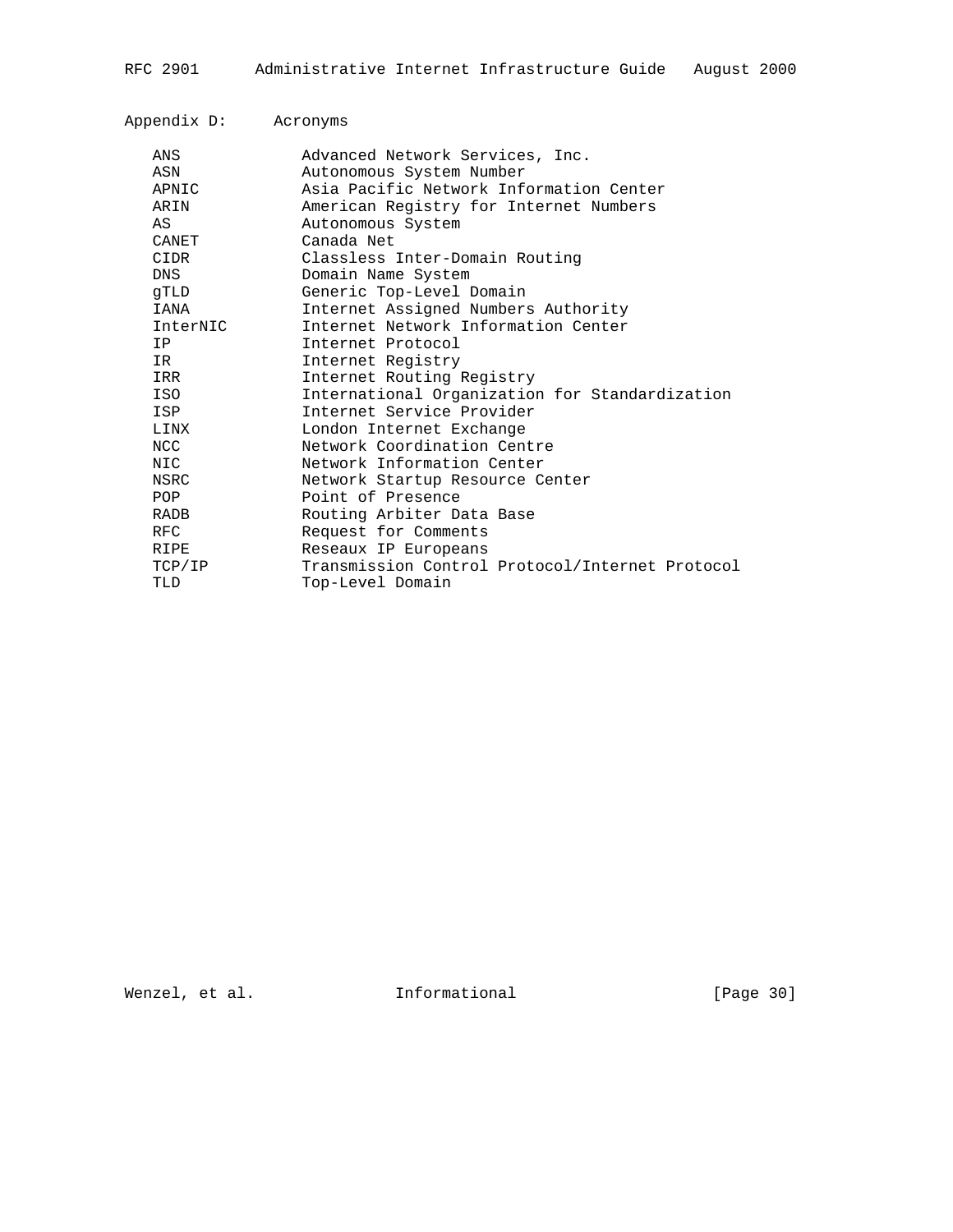## Appendix D: Acronyms

| Acronym | Meaning |
| --- | --- |
| ANS | Advanced Network Services, Inc. |
| ASN | Autonomous System Number |
| APNIC | Asia Pacific Network Information Center |
| ARIN | American Registry for Internet Numbers |
| AS | Autonomous System |
| CANET | Canada Net |
| CIDR | Classless Inter-Domain Routing |
| DNS | Domain Name System |
| gTLD | Generic Top-Level Domain |
| IANA | Internet Assigned Numbers Authority |
| InterNIC | Internet Network Information Center |
| IP | Internet Protocol |
| IR | Internet Registry |
| IRR | Internet Routing Registry |
| ISO | International Organization for Standardization |
| ISP | Internet Service Provider |
| LINX | London Internet Exchange |
| NCC | Network Coordination Centre |
| NIC | Network Information Center |
| NSRC | Network Startup Resource Center |
| POP | Point of Presence |
| RADB | Routing Arbiter Data Base |
| RFC | Request for Comments |
| RIPE | Reseaux IP Europeans |
| TCP/IP | Transmission Control Protocol/Internet Protocol |
| TLD | Top-Level Domain |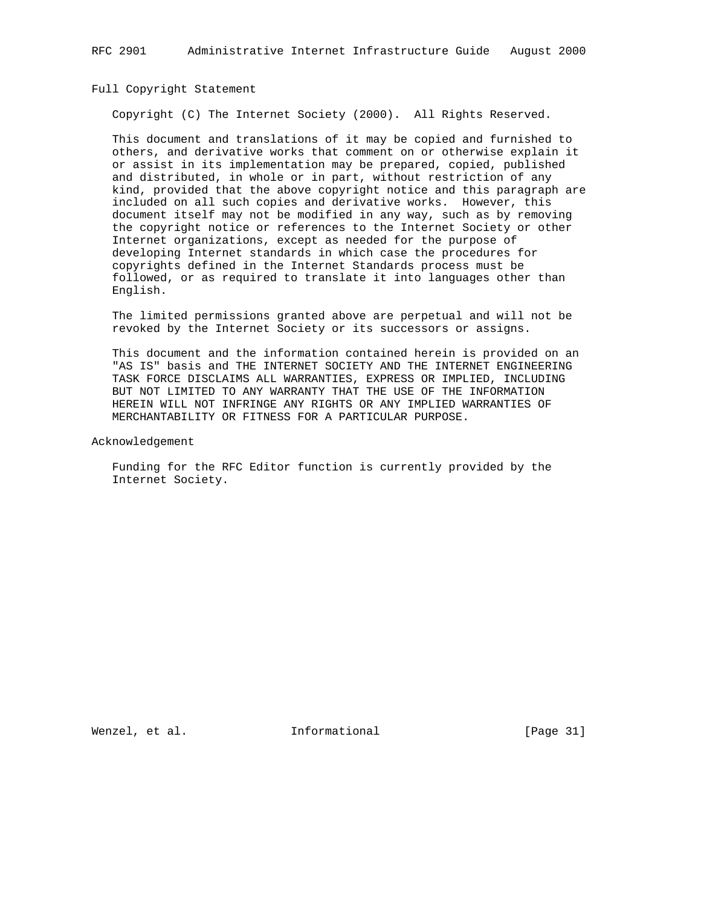## Full Copyright Statement

Copyright (C) The Internet Society (2000). All Rights Reserved.

This document and translations of it may be copied and furnished to others, and derivative works that comment on or otherwise explain it or assist in its implementation may be prepared, copied, published and distributed, in whole or in part, without restriction of any kind, provided that the above copyright notice and this paragraph are included on all such copies and derivative works. However, this document itself may not be modified in any way, such as by removing the copyright notice or references to the Internet Society or other Internet organizations, except as needed for the purpose of developing Internet standards in which case the procedures for copyrights defined in the Internet Standards process must be followed, or as required to translate it into languages other than English.

The limited permissions granted above are perpetual and will not be revoked by the Internet Society or its successors or assigns.

This document and the information contained herein is provided on an "AS IS" basis and THE INTERNET SOCIETY AND THE INTERNET ENGINEERING TASK FORCE DISCLAIMS ALL WARRANTIES, EXPRESS OR IMPLIED, INCLUDING BUT NOT LIMITED TO ANY WARRANTY THAT THE USE OF THE INFORMATION HEREIN WILL NOT INFRINGE ANY RIGHTS OR ANY IMPLIED WARRANTIES OF MERCHANTABILITY OR FITNESS FOR A PARTICULAR PURPOSE.

## Acknowledgement

Funding for the RFC Editor function is currently provided by the Internet Society.